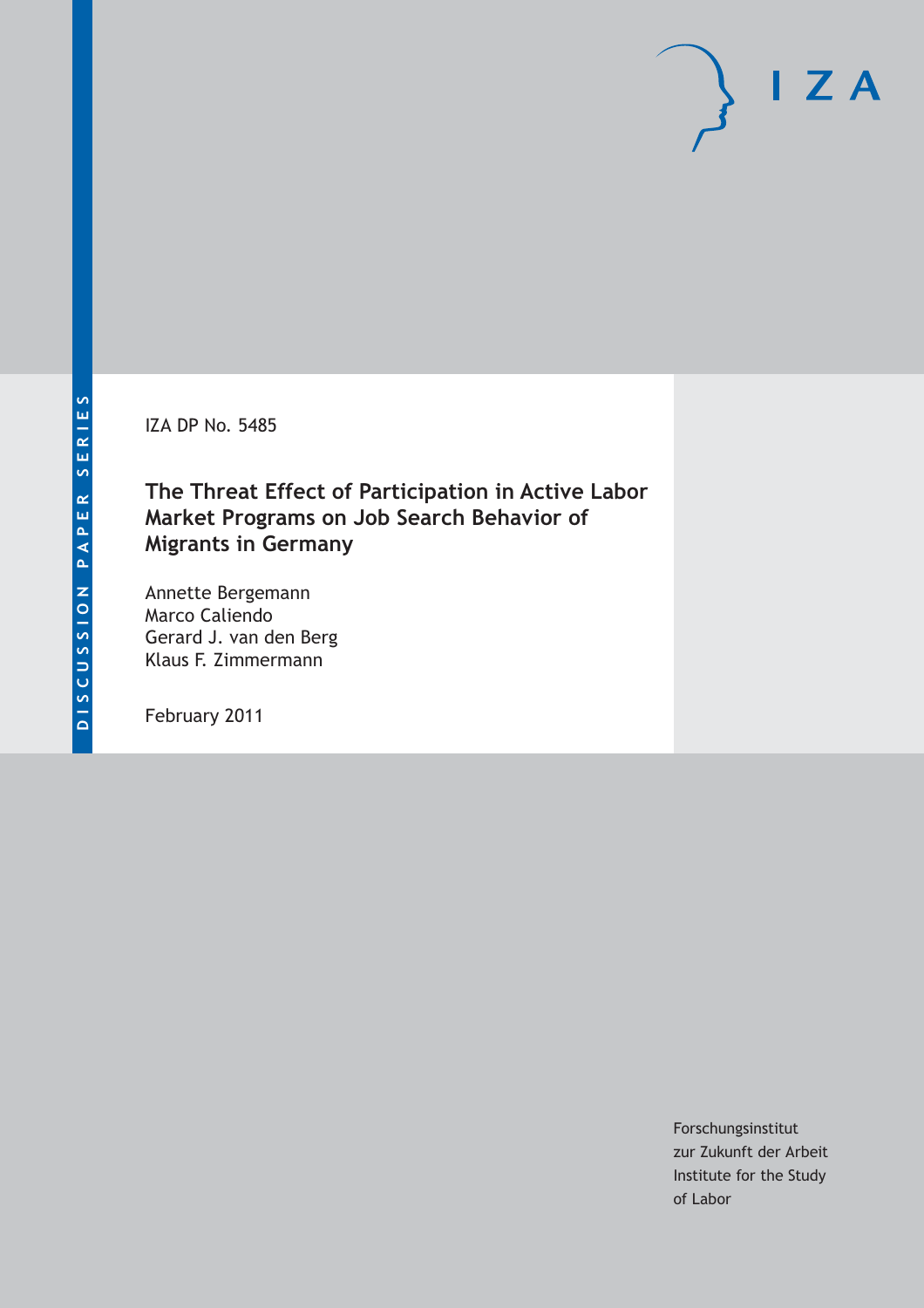DISCUSSION PAPER SERIES

IZA DP No. 5485

# The Threat Effect of Participation in Active Labor Market Programs on Job Search Behavior of Migrants in Germany

Annette Bergemann
Marco Caliendo
Gerard J. van den Berg
Klaus F. Zimmermann

February 2011

Forschungsinstitut
zur Zukunft der Arbeit
Institute for the Study
of Labor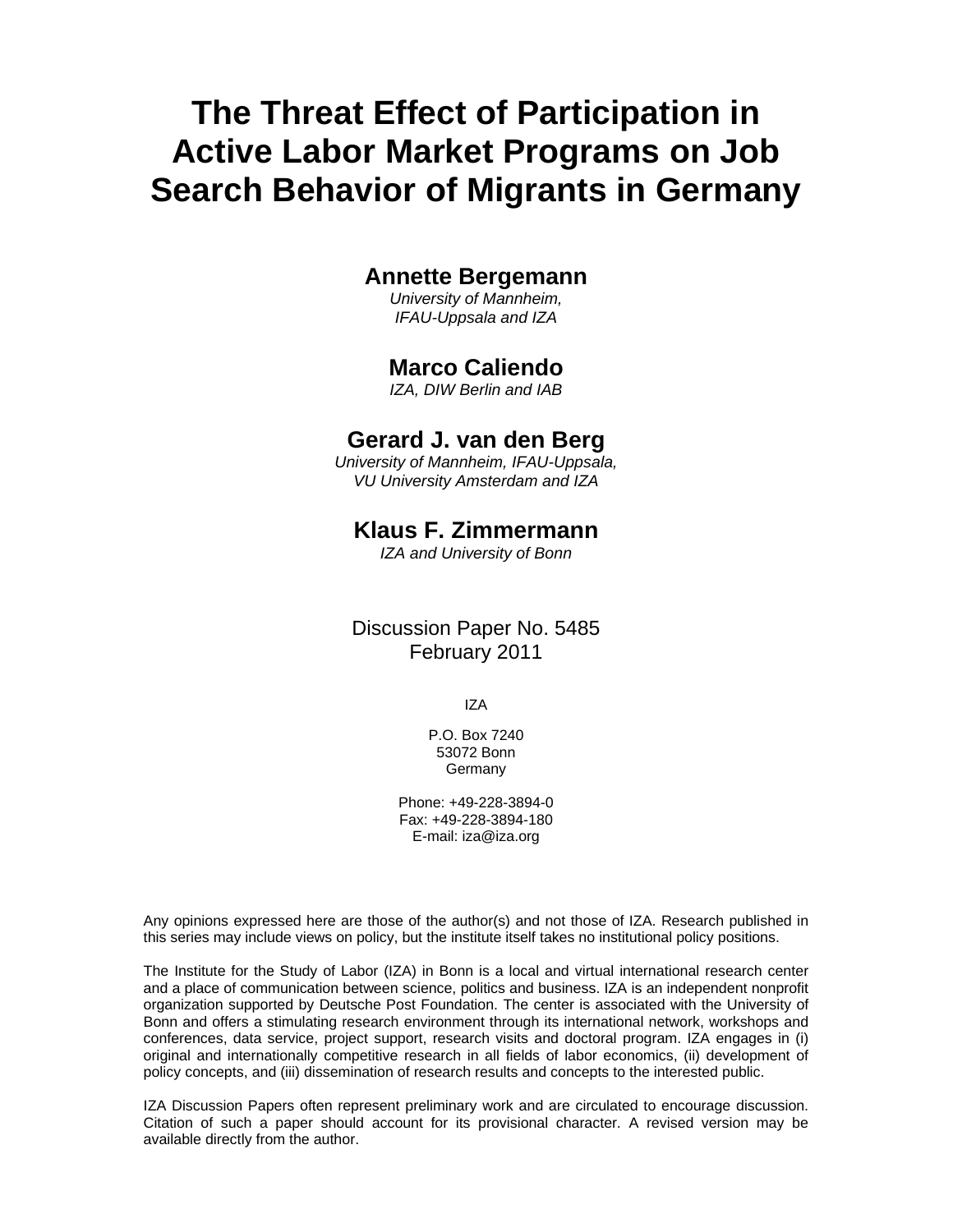# The Threat Effect of Participation in Active Labor Market Programs on Job Search Behavior of Migrants in Germany

**Annette Bergemann**
*University of Mannheim,*
*IFAU-Uppsala and IZA*

**Marco Caliendo**
*IZA, DIW Berlin and IAB*

**Gerard J. van den Berg**
*University of Mannheim, IFAU-Uppsala,*
*VU University Amsterdam and IZA*

**Klaus F. Zimmermann**
*IZA and University of Bonn*

Discussion Paper No. 5485
February 2011

IZA

P.O. Box 7240
53072 Bonn
Germany

Phone: +49-228-3894-0
Fax: +49-228-3894-180
E-mail: iza@iza.org

Any opinions expressed here are those of the author(s) and not those of IZA. Research published in this series may include views on policy, but the institute itself takes no institutional policy positions.

The Institute for the Study of Labor (IZA) in Bonn is a local and virtual international research center and a place of communication between science, politics and business. IZA is an independent nonprofit organization supported by Deutsche Post Foundation. The center is associated with the University of Bonn and offers a stimulating research environment through its international network, workshops and conferences, data service, project support, research visits and doctoral program. IZA engages in (i) original and internationally competitive research in all fields of labor economics, (ii) development of policy concepts, and (iii) dissemination of research results and concepts to the interested public.

IZA Discussion Papers often represent preliminary work and are circulated to encourage discussion. Citation of such a paper should account for its provisional character. A revised version may be available directly from the author.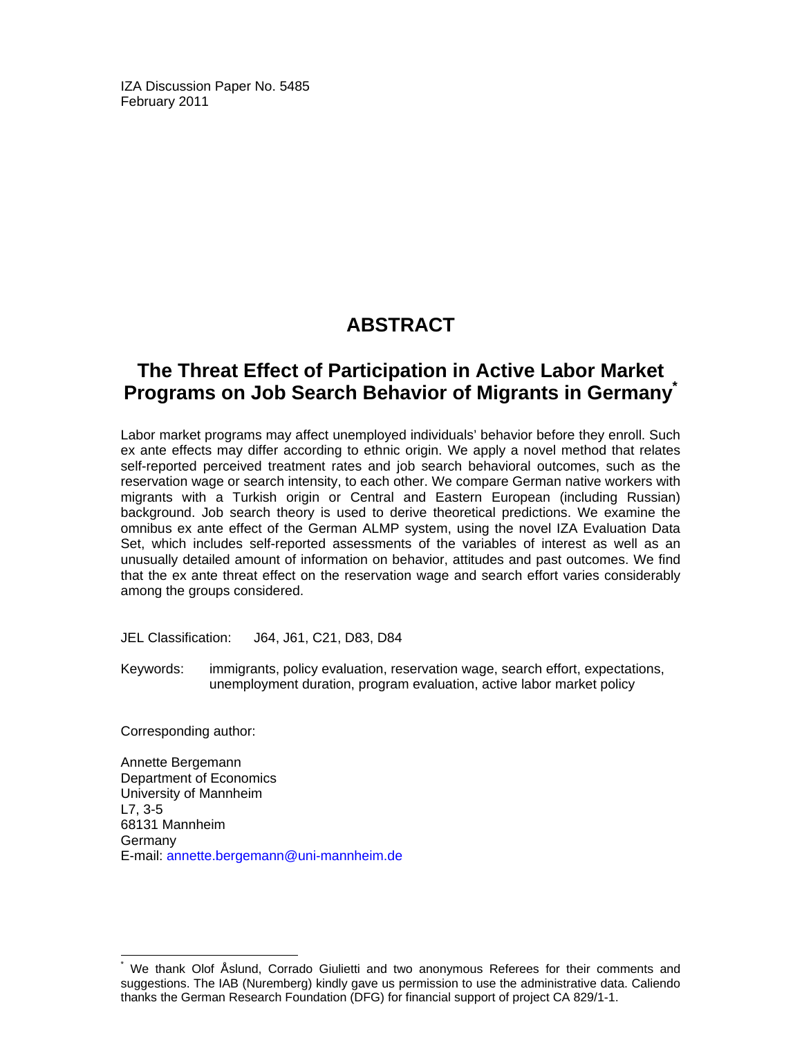IZA Discussion Paper No. 5485
February 2011

# ABSTRACT

## The Threat Effect of Participation in Active Labor Market Programs on Job Search Behavior of Migrants in Germany[*]

Labor market programs may affect unemployed individuals' behavior before they enroll. Such ex ante effects may differ according to ethnic origin. We apply a novel method that relates self-reported perceived treatment rates and job search behavioral outcomes, such as the reservation wage or search intensity, to each other. We compare German native workers with migrants with a Turkish origin or Central and Eastern European (including Russian) background. Job search theory is used to derive theoretical predictions. We examine the omnibus ex ante effect of the German ALMP system, using the novel IZA Evaluation Data Set, which includes self-reported assessments of the variables of interest as well as an unusually detailed amount of information on behavior, attitudes and past outcomes. We find that the ex ante threat effect on the reservation wage and search effort varies considerably among the groups considered.

JEL Classification: J64, J61, C21, D83, D84

Keywords: immigrants, policy evaluation, reservation wage, search effort, expectations, unemployment duration, program evaluation, active labor market policy

Corresponding author:

Annette Bergemann
Department of Economics
University of Mannheim
L7, 3-5
68131 Mannheim
Germany
E-mail: annette.bergemann@uni-mannheim.de

[*] We thank Olof Åslund, Corrado Giulietti and two anonymous Referees for their comments and suggestions. The IAB (Nuremberg) kindly gave us permission to use the administrative data. Caliendo thanks the German Research Foundation (DFG) for financial support of project CA 829/1-1.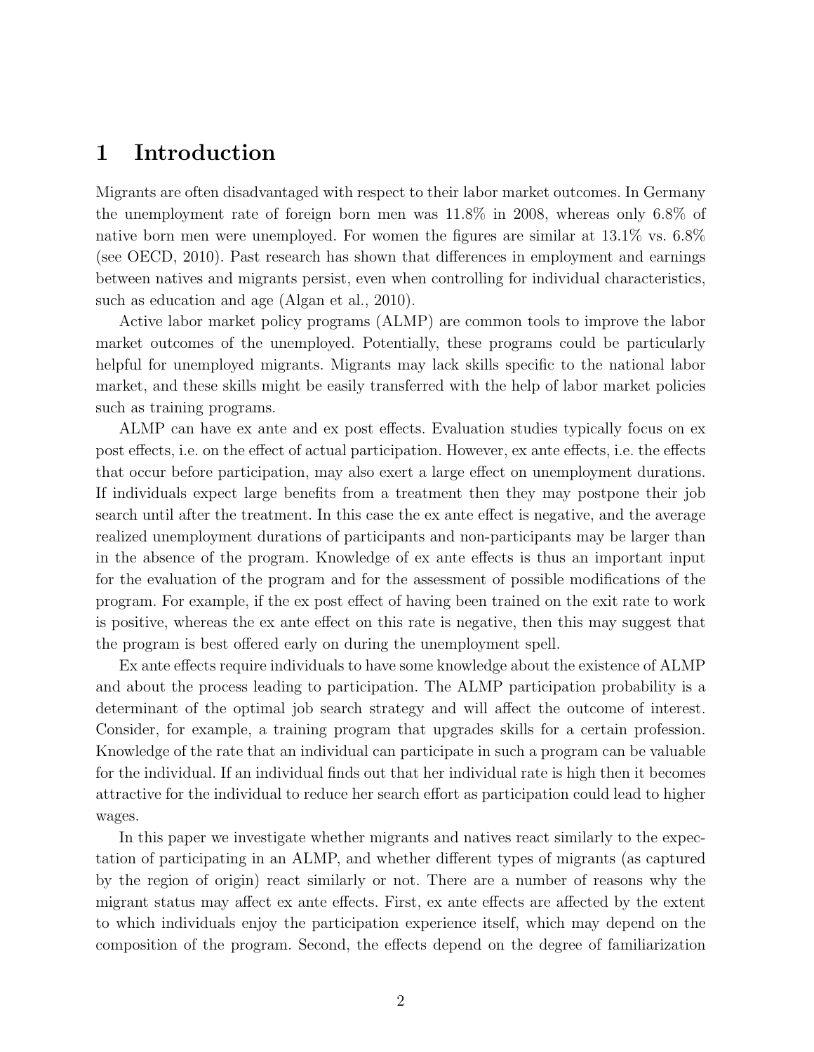# 1 Introduction

Migrants are often disadvantaged with respect to their labor market outcomes. In Germany the unemployment rate of foreign born men was 11.8% in 2008, whereas only 6.8% of native born men were unemployed. For women the figures are similar at 13.1% vs. 6.8% (see OECD, 2010). Past research has shown that differences in employment and earnings between natives and migrants persist, even when controlling for individual characteristics, such as education and age (Algan et al., 2010).

Active labor market policy programs (ALMP) are common tools to improve the labor market outcomes of the unemployed. Potentially, these programs could be particularly helpful for unemployed migrants. Migrants may lack skills specific to the national labor market, and these skills might be easily transferred with the help of labor market policies such as training programs.

ALMP can have ex ante and ex post effects. Evaluation studies typically focus on ex post effects, i.e. on the effect of actual participation. However, ex ante effects, i.e. the effects that occur before participation, may also exert a large effect on unemployment durations. If individuals expect large benefits from a treatment then they may postpone their job search until after the treatment. In this case the ex ante effect is negative, and the average realized unemployment durations of participants and non-participants may be larger than in the absence of the program. Knowledge of ex ante effects is thus an important input for the evaluation of the program and for the assessment of possible modifications of the program. For example, if the ex post effect of having been trained on the exit rate to work is positive, whereas the ex ante effect on this rate is negative, then this may suggest that the program is best offered early on during the unemployment spell.

Ex ante effects require individuals to have some knowledge about the existence of ALMP and about the process leading to participation. The ALMP participation probability is a determinant of the optimal job search strategy and will affect the outcome of interest. Consider, for example, a training program that upgrades skills for a certain profession. Knowledge of the rate that an individual can participate in such a program can be valuable for the individual. If an individual finds out that her individual rate is high then it becomes attractive for the individual to reduce her search effort as participation could lead to higher wages.

In this paper we investigate whether migrants and natives react similarly to the expectation of participating in an ALMP, and whether different types of migrants (as captured by the region of origin) react similarly or not. There are a number of reasons why the migrant status may affect ex ante effects. First, ex ante effects are affected by the extent to which individuals enjoy the participation experience itself, which may depend on the composition of the program. Second, the effects depend on the degree of familiarization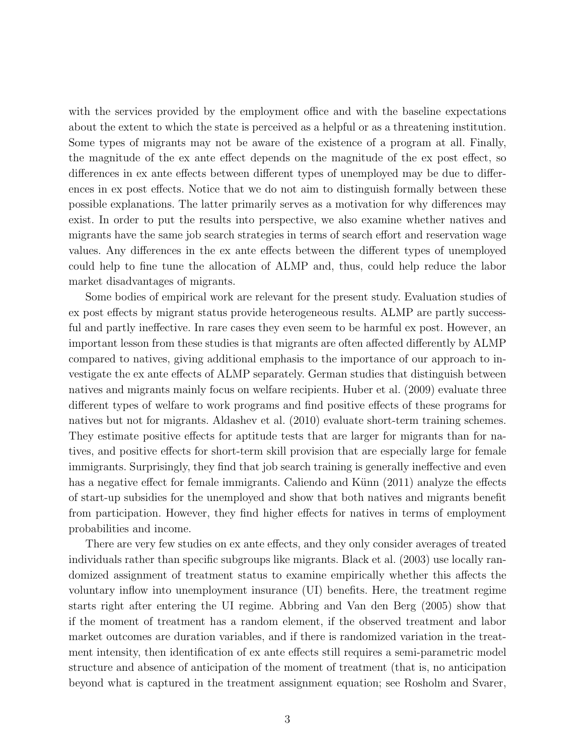with the services provided by the employment office and with the baseline expectations about the extent to which the state is perceived as a helpful or as a threatening institution. Some types of migrants may not be aware of the existence of a program at all. Finally, the magnitude of the ex ante effect depends on the magnitude of the ex post effect, so differences in ex ante effects between different types of unemployed may be due to differences in ex post effects. Notice that we do not aim to distinguish formally between these possible explanations. The latter primarily serves as a motivation for why differences may exist. In order to put the results into perspective, we also examine whether natives and migrants have the same job search strategies in terms of search effort and reservation wage values. Any differences in the ex ante effects between the different types of unemployed could help to fine tune the allocation of ALMP and, thus, could help reduce the labor market disadvantages of migrants.

Some bodies of empirical work are relevant for the present study. Evaluation studies of ex post effects by migrant status provide heterogeneous results. ALMP are partly successful and partly ineffective. In rare cases they even seem to be harmful ex post. However, an important lesson from these studies is that migrants are often affected differently by ALMP compared to natives, giving additional emphasis to the importance of our approach to investigate the ex ante effects of ALMP separately. German studies that distinguish between natives and migrants mainly focus on welfare recipients. Huber et al. (2009) evaluate three different types of welfare to work programs and find positive effects of these programs for natives but not for migrants. Aldashev et al. (2010) evaluate short-term training schemes. They estimate positive effects for aptitude tests that are larger for migrants than for natives, and positive effects for short-term skill provision that are especially large for female immigrants. Surprisingly, they find that job search training is generally ineffective and even has a negative effect for female immigrants. Caliendo and Künn (2011) analyze the effects of start-up subsidies for the unemployed and show that both natives and migrants benefit from participation. However, they find higher effects for natives in terms of employment probabilities and income.

There are very few studies on ex ante effects, and they only consider averages of treated individuals rather than specific subgroups like migrants. Black et al. (2003) use locally randomized assignment of treatment status to examine empirically whether this affects the voluntary inflow into unemployment insurance (UI) benefits. Here, the treatment regime starts right after entering the UI regime. Abbring and Van den Berg (2005) show that if the moment of treatment has a random element, if the observed treatment and labor market outcomes are duration variables, and if there is randomized variation in the treatment intensity, then identification of ex ante effects still requires a semi-parametric model structure and absence of anticipation of the moment of treatment (that is, no anticipation beyond what is captured in the treatment assignment equation; see Rosholm and Svarer,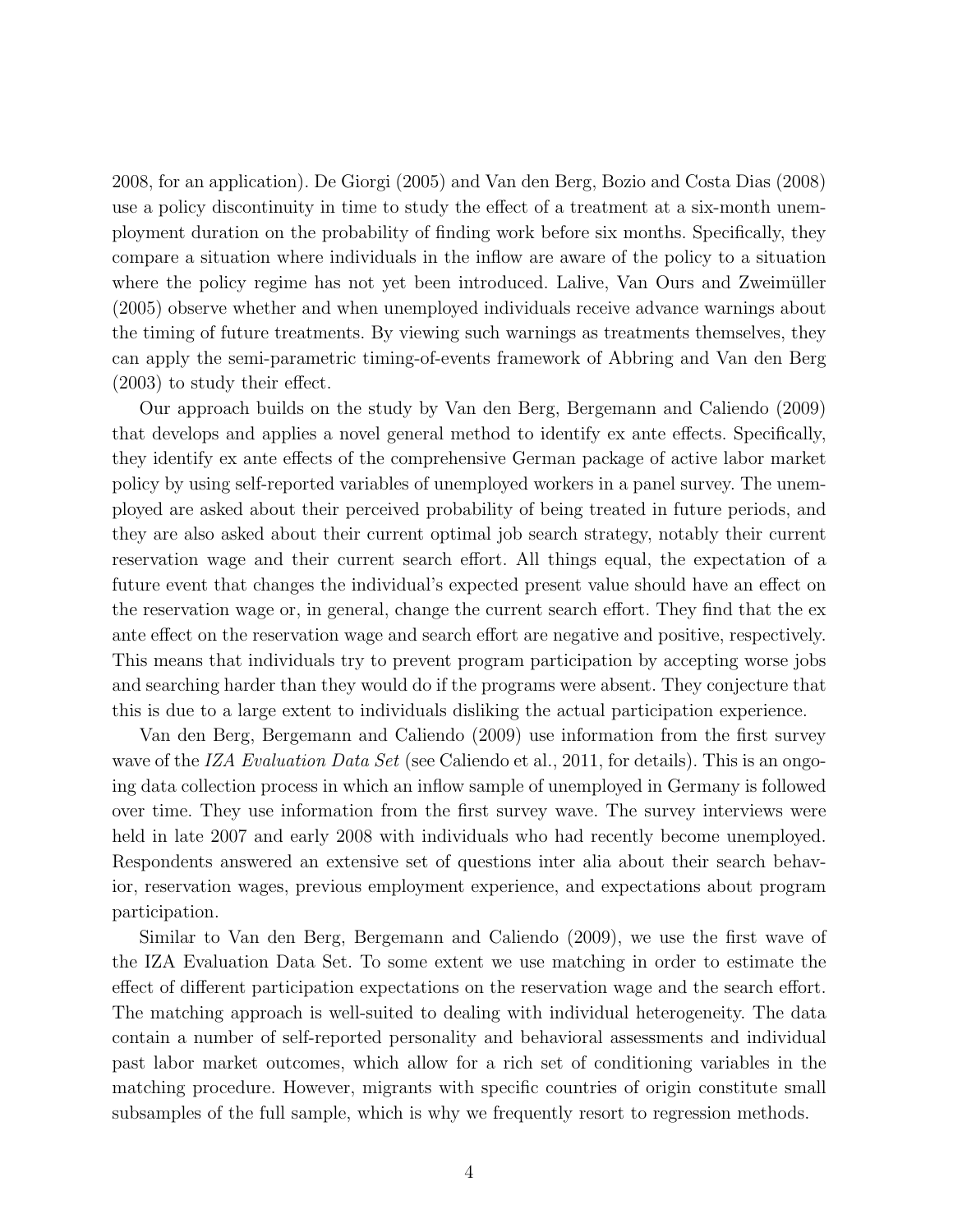2008, for an application). De Giorgi (2005) and Van den Berg, Bozio and Costa Dias (2008) use a policy discontinuity in time to study the effect of a treatment at a six-month unemployment duration on the probability of finding work before six months. Specifically, they compare a situation where individuals in the inflow are aware of the policy to a situation where the policy regime has not yet been introduced. Lalive, Van Ours and Zweimüller (2005) observe whether and when unemployed individuals receive advance warnings about the timing of future treatments. By viewing such warnings as treatments themselves, they can apply the semi-parametric timing-of-events framework of Abbring and Van den Berg (2003) to study their effect.

Our approach builds on the study by Van den Berg, Bergemann and Caliendo (2009) that develops and applies a novel general method to identify ex ante effects. Specifically, they identify ex ante effects of the comprehensive German package of active labor market policy by using self-reported variables of unemployed workers in a panel survey. The unemployed are asked about their perceived probability of being treated in future periods, and they are also asked about their current optimal job search strategy, notably their current reservation wage and their current search effort. All things equal, the expectation of a future event that changes the individual's expected present value should have an effect on the reservation wage or, in general, change the current search effort. They find that the ex ante effect on the reservation wage and search effort are negative and positive, respectively. This means that individuals try to prevent program participation by accepting worse jobs and searching harder than they would do if the programs were absent. They conjecture that this is due to a large extent to individuals disliking the actual participation experience.

Van den Berg, Bergemann and Caliendo (2009) use information from the first survey wave of the *IZA Evaluation Data Set* (see Caliendo et al., 2011, for details). This is an ongoing data collection process in which an inflow sample of unemployed in Germany is followed over time. They use information from the first survey wave. The survey interviews were held in late 2007 and early 2008 with individuals who had recently become unemployed. Respondents answered an extensive set of questions inter alia about their search behavior, reservation wages, previous employment experience, and expectations about program participation.

Similar to Van den Berg, Bergemann and Caliendo (2009), we use the first wave of the IZA Evaluation Data Set. To some extent we use matching in order to estimate the effect of different participation expectations on the reservation wage and the search effort. The matching approach is well-suited to dealing with individual heterogeneity. The data contain a number of self-reported personality and behavioral assessments and individual past labor market outcomes, which allow for a rich set of conditioning variables in the matching procedure. However, migrants with specific countries of origin constitute small subsamples of the full sample, which is why we frequently resort to regression methods.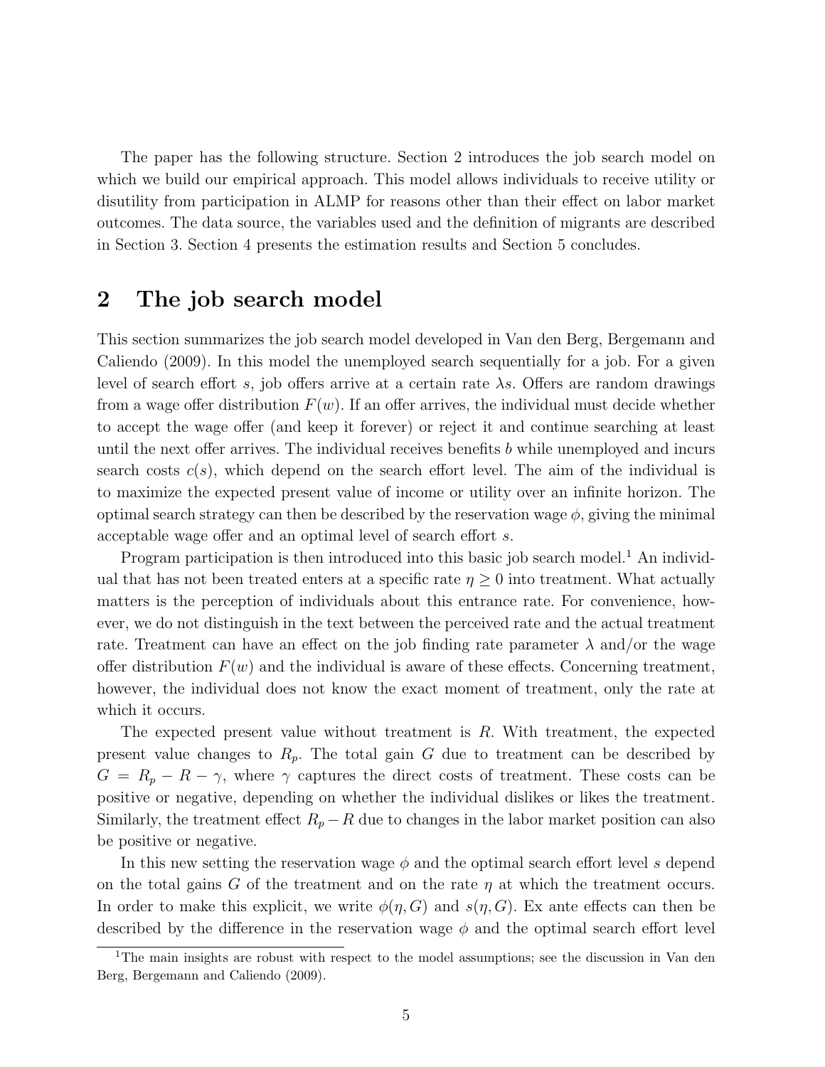The paper has the following structure. Section 2 introduces the job search model on which we build our empirical approach. This model allows individuals to receive utility or disutility from participation in ALMP for reasons other than their effect on labor market outcomes. The data source, the variables used and the definition of migrants are described in Section 3. Section 4 presents the estimation results and Section 5 concludes.

## 2 The job search model

This section summarizes the job search model developed in Van den Berg, Bergemann and Caliendo (2009). In this model the unemployed search sequentially for a job. For a given level of search effort $s$, job offers arrive at a certain rate $\lambda s$. Offers are random drawings from a wage offer distribution $F(w)$. If an offer arrives, the individual must decide whether to accept the wage offer (and keep it forever) or reject it and continue searching at least until the next offer arrives. The individual receives benefits $b$ while unemployed and incurs search costs $c(s)$, which depend on the search effort level. The aim of the individual is to maximize the expected present value of income or utility over an infinite horizon. The optimal search strategy can then be described by the reservation wage $\phi$, giving the minimal acceptable wage offer and an optimal level of search effort $s$.

Program participation is then introduced into this basic job search model.[1] An individual that has not been treated enters at a specific rate $\eta \geq 0$ into treatment. What actually matters is the perception of individuals about this entrance rate. For convenience, however, we do not distinguish in the text between the perceived rate and the actual treatment rate. Treatment can have an effect on the job finding rate parameter $\lambda$ and/or the wage offer distribution $F(w)$ and the individual is aware of these effects. Concerning treatment, however, the individual does not know the exact moment of treatment, only the rate at which it occurs.

The expected present value without treatment is $R$. With treatment, the expected present value changes to $R_p$. The total gain $G$ due to treatment can be described by $G = R_p - R - \gamma$, where $\gamma$ captures the direct costs of treatment. These costs can be positive or negative, depending on whether the individual dislikes or likes the treatment. Similarly, the treatment effect $R_p - R$ due to changes in the labor market position can also be positive or negative.

In this new setting the reservation wage $\phi$ and the optimal search effort level $s$ depend on the total gains $G$ of the treatment and on the rate $\eta$ at which the treatment occurs. In order to make this explicit, we write $\phi(\eta, G)$ and $s(\eta, G)$. Ex ante effects can then be described by the difference in the reservation wage $\phi$ and the optimal search effort level

[1] The main insights are robust with respect to the model assumptions; see the discussion in Van den Berg, Bergemann and Caliendo (2009).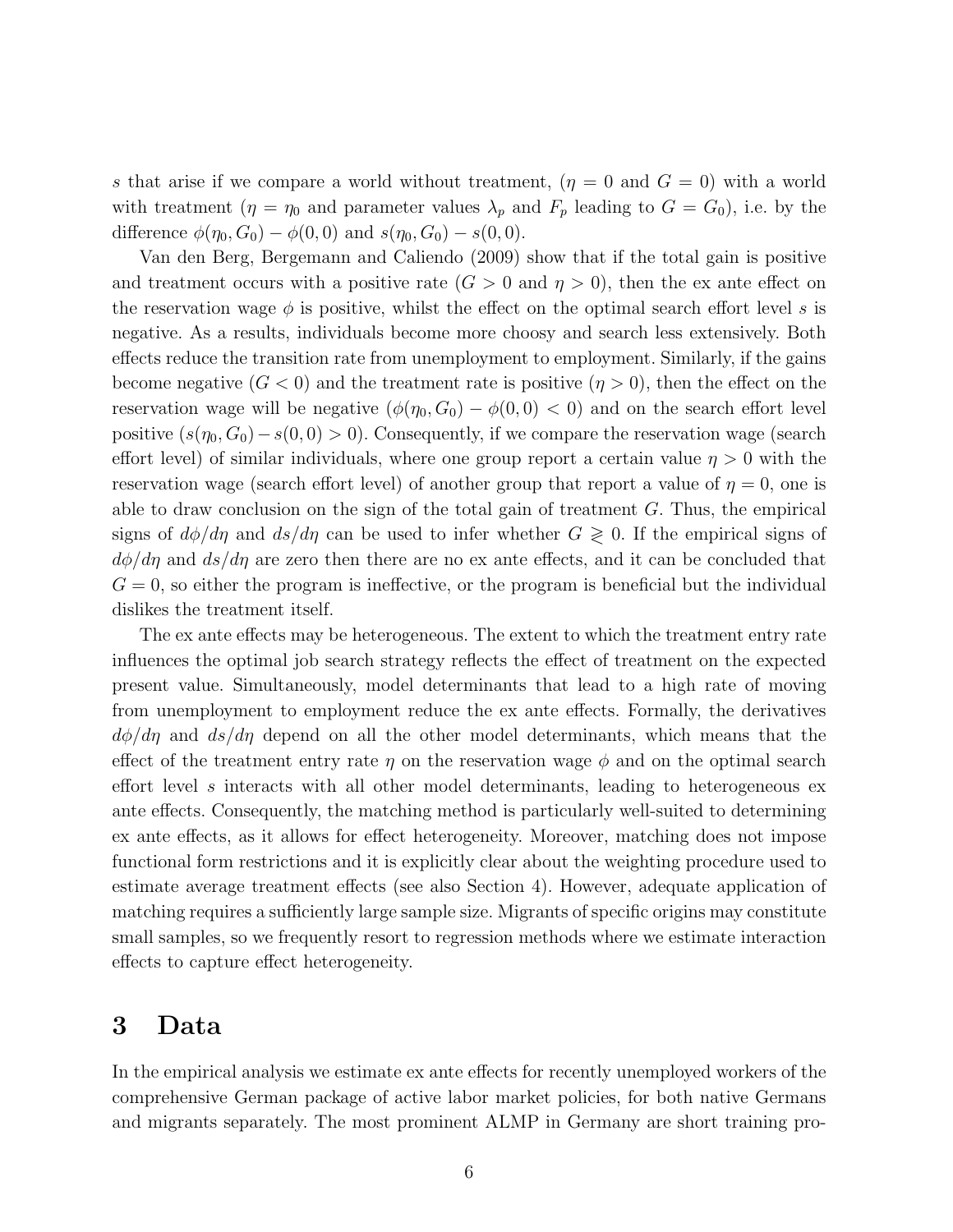$s$ that arise if we compare a world without treatment, ($\eta = 0$ and $G = 0$) with a world with treatment ($\eta = \eta_0$ and parameter values $\lambda_p$ and $F_p$ leading to $G = G_0$), i.e. by the difference $\phi(\eta_0, G_0) - \phi(0, 0)$ and $s(\eta_0, G_0) - s(0, 0)$.

Van den Berg, Bergemann and Caliendo (2009) show that if the total gain is positive and treatment occurs with a positive rate ($G > 0$ and $\eta > 0$), then the ex ante effect on the reservation wage $\phi$ is positive, whilst the effect on the optimal search effort level $s$ is negative. As a results, individuals become more choosy and search less extensively. Both effects reduce the transition rate from unemployment to employment. Similarly, if the gains become negative ($G < 0$) and the treatment rate is positive ($\eta > 0$), then the effect on the reservation wage will be negative ($\phi(\eta_0, G_0) - \phi(0, 0) < 0$) and on the search effort level positive ($s(\eta_0, G_0) - s(0, 0) > 0$). Consequently, if we compare the reservation wage (search effort level) of similar individuals, where one group report a certain value $\eta > 0$ with the reservation wage (search effort level) of another group that report a value of $\eta = 0$, one is able to draw conclusion on the sign of the total gain of treatment $G$. Thus, the empirical signs of $d\phi/d\eta$ and $ds/d\eta$ can be used to infer whether $G \gtrless 0$. If the empirical signs of $d\phi/d\eta$ and $ds/d\eta$ are zero then there are no ex ante effects, and it can be concluded that $G = 0$, so either the program is ineffective, or the program is beneficial but the individual dislikes the treatment itself.

The ex ante effects may be heterogeneous. The extent to which the treatment entry rate influences the optimal job search strategy reflects the effect of treatment on the expected present value. Simultaneously, model determinants that lead to a high rate of moving from unemployment to employment reduce the ex ante effects. Formally, the derivatives $d\phi/d\eta$ and $ds/d\eta$ depend on all the other model determinants, which means that the effect of the treatment entry rate $\eta$ on the reservation wage $\phi$ and on the optimal search effort level $s$ interacts with all other model determinants, leading to heterogeneous ex ante effects. Consequently, the matching method is particularly well-suited to determining ex ante effects, as it allows for effect heterogeneity. Moreover, matching does not impose functional form restrictions and it is explicitly clear about the weighting procedure used to estimate average treatment effects (see also Section 4). However, adequate application of matching requires a sufficiently large sample size. Migrants of specific origins may constitute small samples, so we frequently resort to regression methods where we estimate interaction effects to capture effect heterogeneity.

# 3 Data

In the empirical analysis we estimate ex ante effects for recently unemployed workers of the comprehensive German package of active labor market policies, for both native Germans and migrants separately. The most prominent ALMP in Germany are short training pro-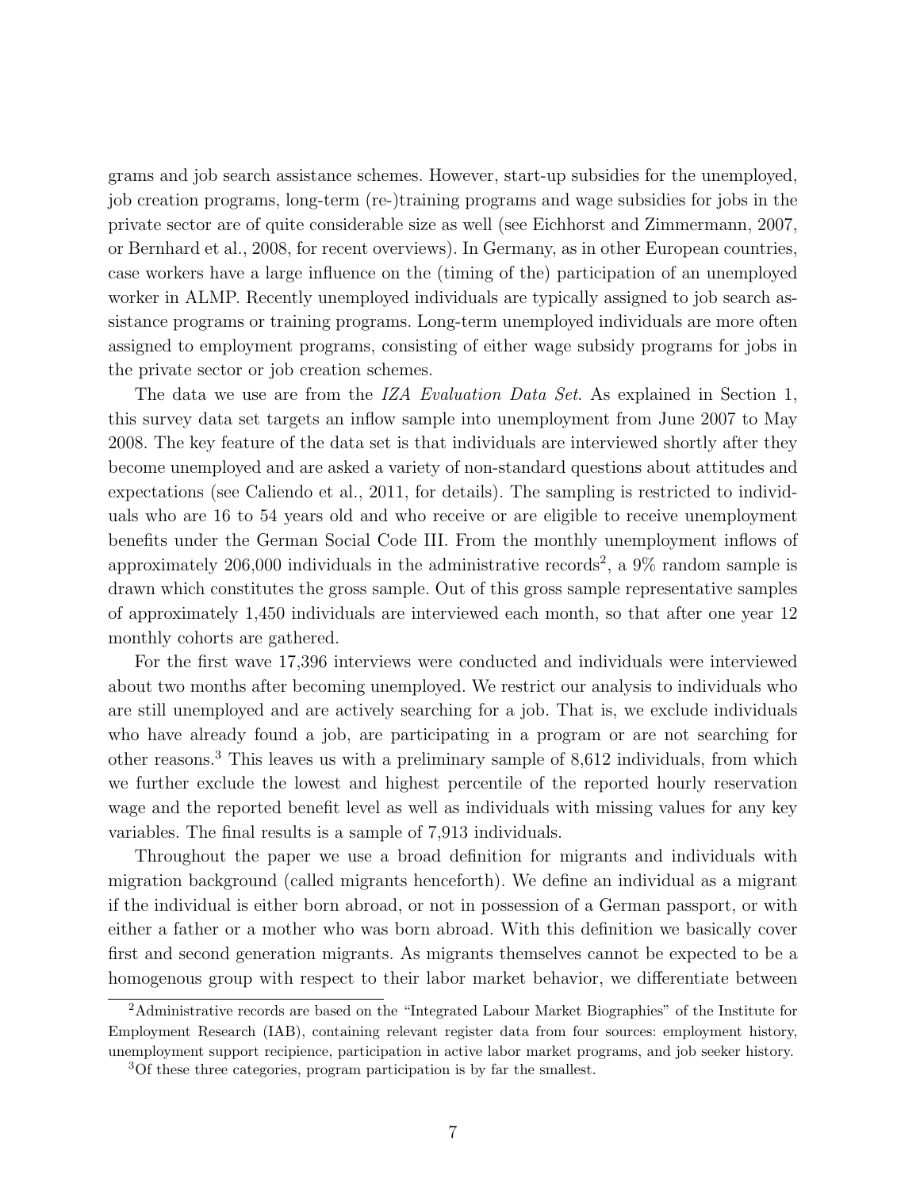grams and job search assistance schemes. However, start-up subsidies for the unemployed, job creation programs, long-term (re-)training programs and wage subsidies for jobs in the private sector are of quite considerable size as well (see Eichhorst and Zimmermann, 2007, or Bernhard et al., 2008, for recent overviews). In Germany, as in other European countries, case workers have a large influence on the (timing of the) participation of an unemployed worker in ALMP. Recently unemployed individuals are typically assigned to job search assistance programs or training programs. Long-term unemployed individuals are more often assigned to employment programs, consisting of either wage subsidy programs for jobs in the private sector or job creation schemes.

The data we use are from the *IZA Evaluation Data Set*. As explained in Section 1, this survey data set targets an inflow sample into unemployment from June 2007 to May 2008. The key feature of the data set is that individuals are interviewed shortly after they become unemployed and are asked a variety of non-standard questions about attitudes and expectations (see Caliendo et al., 2011, for details). The sampling is restricted to individuals who are 16 to 54 years old and who receive or are eligible to receive unemployment benefits under the German Social Code III. From the monthly unemployment inflows of approximately 206,000 individuals in the administrative records[2], a 9% random sample is drawn which constitutes the gross sample. Out of this gross sample representative samples of approximately 1,450 individuals are interviewed each month, so that after one year 12 monthly cohorts are gathered.

For the first wave 17,396 interviews were conducted and individuals were interviewed about two months after becoming unemployed. We restrict our analysis to individuals who are still unemployed and are actively searching for a job. That is, we exclude individuals who have already found a job, are participating in a program or are not searching for other reasons.[3] This leaves us with a preliminary sample of 8,612 individuals, from which we further exclude the lowest and highest percentile of the reported hourly reservation wage and the reported benefit level as well as individuals with missing values for any key variables. The final results is a sample of 7,913 individuals.

Throughout the paper we use a broad definition for migrants and individuals with migration background (called migrants henceforth). We define an individual as a migrant if the individual is either born abroad, or not in possession of a German passport, or with either a father or a mother who was born abroad. With this definition we basically cover first and second generation migrants. As migrants themselves cannot be expected to be a homogenous group with respect to their labor market behavior, we differentiate between

---

[2] Administrative records are based on the "Integrated Labour Market Biographies" of the Institute for Employment Research (IAB), containing relevant register data from four sources: employment history, unemployment support recipience, participation in active labor market programs, and job seeker history.

[3] Of these three categories, program participation is by far the smallest.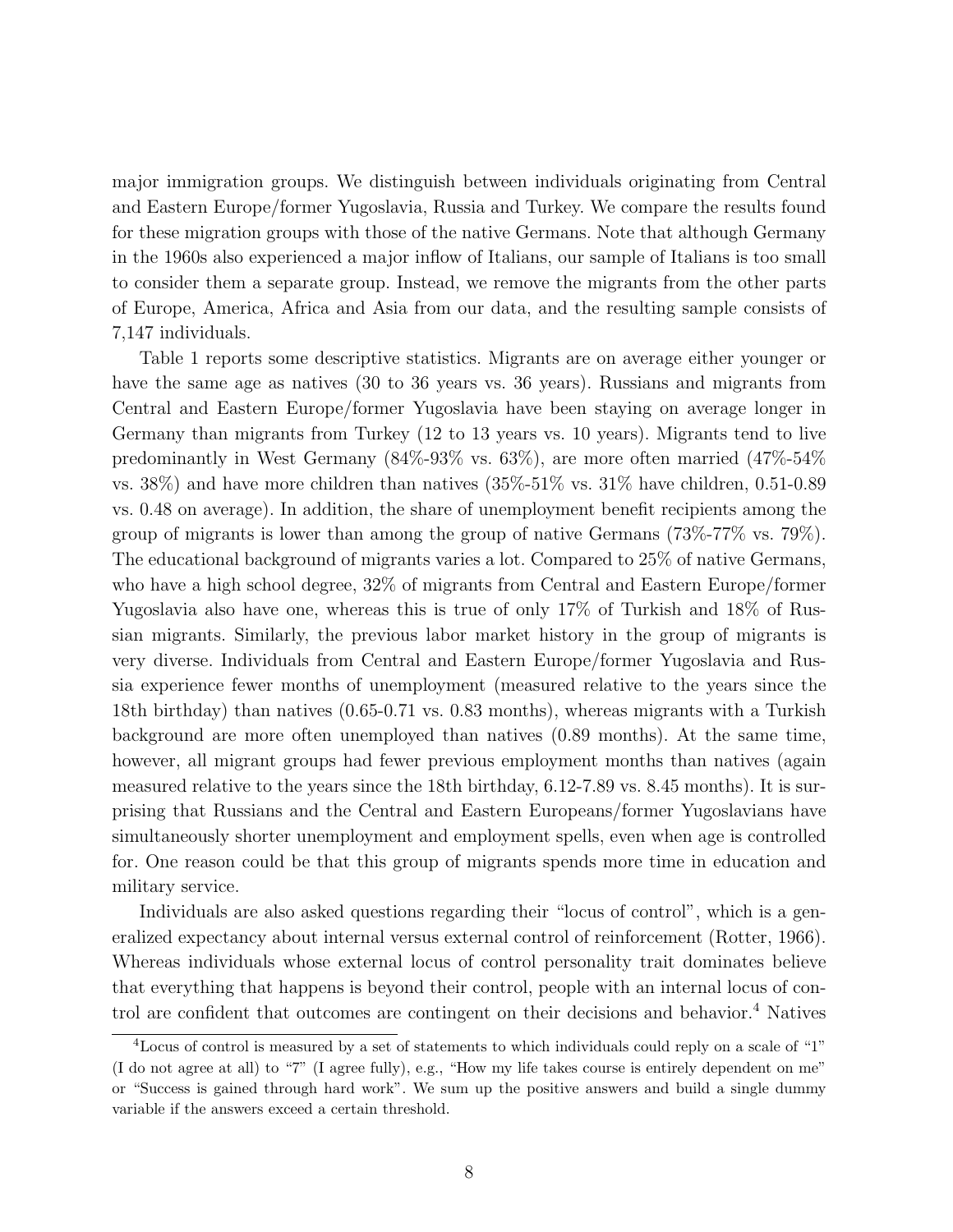major immigration groups. We distinguish between individuals originating from Central and Eastern Europe/former Yugoslavia, Russia and Turkey. We compare the results found for these migration groups with those of the native Germans. Note that although Germany in the 1960s also experienced a major inflow of Italians, our sample of Italians is too small to consider them a separate group. Instead, we remove the migrants from the other parts of Europe, America, Africa and Asia from our data, and the resulting sample consists of 7,147 individuals.

Table 1 reports some descriptive statistics. Migrants are on average either younger or have the same age as natives (30 to 36 years vs. 36 years). Russians and migrants from Central and Eastern Europe/former Yugoslavia have been staying on average longer in Germany than migrants from Turkey (12 to 13 years vs. 10 years). Migrants tend to live predominantly in West Germany (84%-93% vs. 63%), are more often married (47%-54% vs. 38%) and have more children than natives (35%-51% vs. 31% have children, 0.51-0.89 vs. 0.48 on average). In addition, the share of unemployment benefit recipients among the group of migrants is lower than among the group of native Germans (73%-77% vs. 79%). The educational background of migrants varies a lot. Compared to 25% of native Germans, who have a high school degree, 32% of migrants from Central and Eastern Europe/former Yugoslavia also have one, whereas this is true of only 17% of Turkish and 18% of Russian migrants. Similarly, the previous labor market history in the group of migrants is very diverse. Individuals from Central and Eastern Europe/former Yugoslavia and Russia experience fewer months of unemployment (measured relative to the years since the 18th birthday) than natives (0.65-0.71 vs. 0.83 months), whereas migrants with a Turkish background are more often unemployed than natives (0.89 months). At the same time, however, all migrant groups had fewer previous employment months than natives (again measured relative to the years since the 18th birthday, 6.12-7.89 vs. 8.45 months). It is surprising that Russians and the Central and Eastern Europeans/former Yugoslavians have simultaneously shorter unemployment and employment spells, even when age is controlled for. One reason could be that this group of migrants spends more time in education and military service.

Individuals are also asked questions regarding their "locus of control", which is a generalized expectancy about internal versus external control of reinforcement (Rotter, 1966). Whereas individuals whose external locus of control personality trait dominates believe that everything that happens is beyond their control, people with an internal locus of control are confident that outcomes are contingent on their decisions and behavior.[4] Natives

[4]Locus of control is measured by a set of statements to which individuals could reply on a scale of "1" (I do not agree at all) to "7" (I agree fully), e.g., "How my life takes course is entirely dependent on me" or "Success is gained through hard work". We sum up the positive answers and build a single dummy variable if the answers exceed a certain threshold.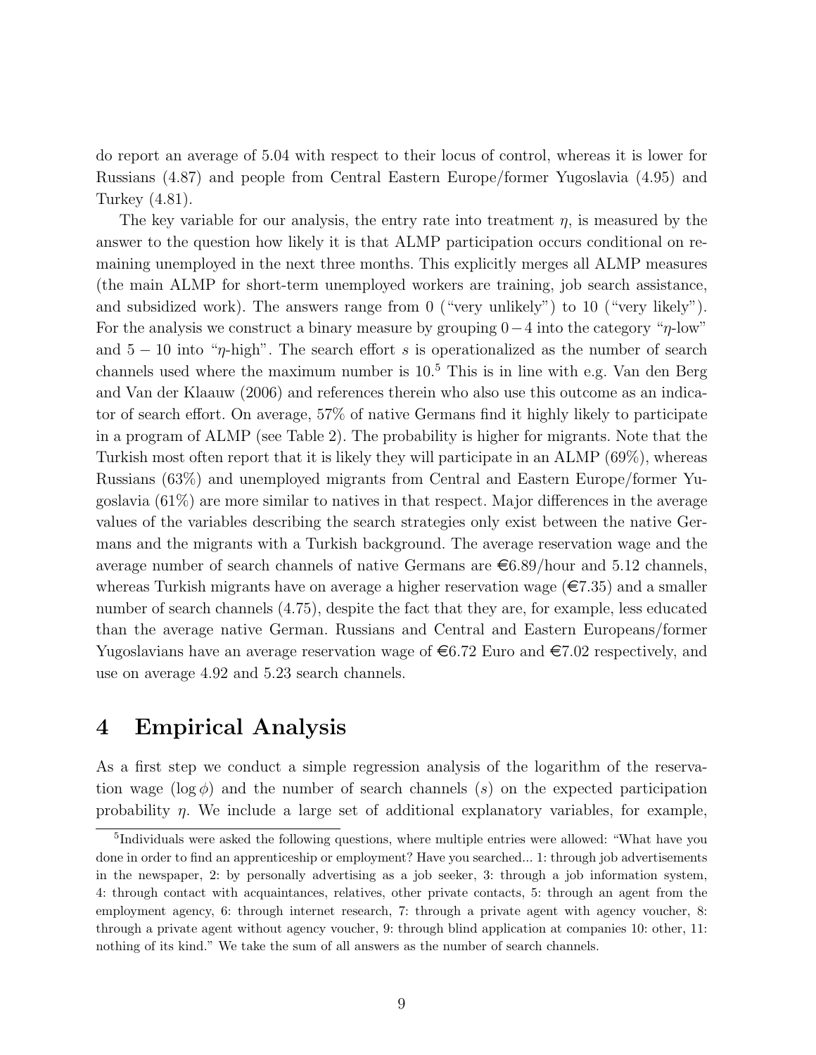do report an average of 5.04 with respect to their locus of control, whereas it is lower for Russians (4.87) and people from Central Eastern Europe/former Yugoslavia (4.95) and Turkey (4.81).

The key variable for our analysis, the entry rate into treatment $\eta$, is measured by the answer to the question how likely it is that ALMP participation occurs conditional on remaining unemployed in the next three months. This explicitly merges all ALMP measures (the main ALMP for short-term unemployed workers are training, job search assistance, and subsidized work). The answers range from 0 ("very unlikely") to 10 ("very likely"). For the analysis we construct a binary measure by grouping $0-4$ into the category "$\eta$-low" and $5-10$ into "$\eta$-high". The search effort $s$ is operationalized as the number of search channels used where the maximum number is 10.[5] This is in line with e.g. Van den Berg and Van der Klaauw (2006) and references therein who also use this outcome as an indicator of search effort. On average, 57% of native Germans find it highly likely to participate in a program of ALMP (see Table 2). The probability is higher for migrants. Note that the Turkish most often report that it is likely they will participate in an ALMP (69%), whereas Russians (63%) and unemployed migrants from Central and Eastern Europe/former Yugoslavia (61%) are more similar to natives in that respect. Major differences in the average values of the variables describing the search strategies only exist between the native Germans and the migrants with a Turkish background. The average reservation wage and the average number of search channels of native Germans are €6.89/hour and 5.12 channels, whereas Turkish migrants have on average a higher reservation wage (€7.35) and a smaller number of search channels (4.75), despite the fact that they are, for example, less educated than the average native German. Russians and Central and Eastern Europeans/former Yugoslavians have an average reservation wage of €6.72 Euro and €7.02 respectively, and use on average 4.92 and 5.23 search channels.

# 4 Empirical Analysis

As a first step we conduct a simple regression analysis of the logarithm of the reservation wage ($\log \phi$) and the number of search channels ($s$) on the expected participation probability $\eta$. We include a large set of additional explanatory variables, for example,

[5] Individuals were asked the following questions, where multiple entries were allowed: "What have you done in order to find an apprenticeship or employment? Have you searched... 1: through job advertisements in the newspaper, 2: by personally advertising as a job seeker, 3: through a job information system, 4: through contact with acquaintances, relatives, other private contacts, 5: through an agent from the employment agency, 6: through internet research, 7: through a private agent with agency voucher, 8: through a private agent without agency voucher, 9: through blind application at companies 10: other, 11: nothing of its kind." We take the sum of all answers as the number of search channels.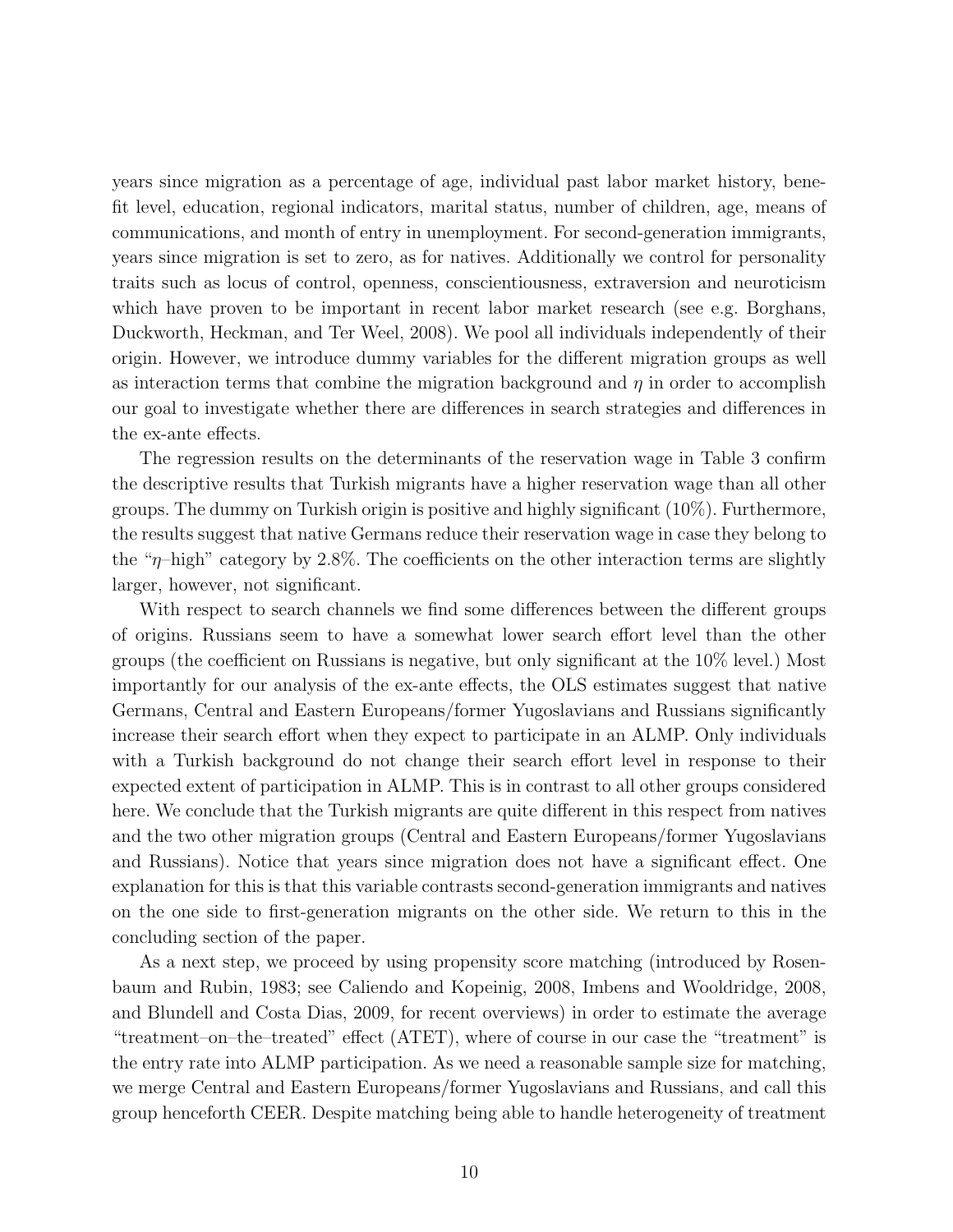years since migration as a percentage of age, individual past labor market history, benefit level, education, regional indicators, marital status, number of children, age, means of communications, and month of entry in unemployment. For second-generation immigrants, years since migration is set to zero, as for natives. Additionally we control for personality traits such as locus of control, openness, conscientiousness, extraversion and neuroticism which have proven to be important in recent labor market research (see e.g. Borghans, Duckworth, Heckman, and Ter Weel, 2008). We pool all individuals independently of their origin. However, we introduce dummy variables for the different migration groups as well as interaction terms that combine the migration background and $\eta$ in order to accomplish our goal to investigate whether there are differences in search strategies and differences in the ex-ante effects.

The regression results on the determinants of the reservation wage in Table 3 confirm the descriptive results that Turkish migrants have a higher reservation wage than all other groups. The dummy on Turkish origin is positive and highly significant (10%). Furthermore, the results suggest that native Germans reduce their reservation wage in case they belong to the "$\eta$–high" category by 2.8%. The coefficients on the other interaction terms are slightly larger, however, not significant.

With respect to search channels we find some differences between the different groups of origins. Russians seem to have a somewhat lower search effort level than the other groups (the coefficient on Russians is negative, but only significant at the 10% level.) Most importantly for our analysis of the ex-ante effects, the OLS estimates suggest that native Germans, Central and Eastern Europeans/former Yugoslavians and Russians significantly increase their search effort when they expect to participate in an ALMP. Only individuals with a Turkish background do not change their search effort level in response to their expected extent of participation in ALMP. This is in contrast to all other groups considered here. We conclude that the Turkish migrants are quite different in this respect from natives and the two other migration groups (Central and Eastern Europeans/former Yugoslavians and Russians). Notice that years since migration does not have a significant effect. One explanation for this is that this variable contrasts second-generation immigrants and natives on the one side to first-generation migrants on the other side. We return to this in the concluding section of the paper.

As a next step, we proceed by using propensity score matching (introduced by Rosenbaum and Rubin, 1983; see Caliendo and Kopeinig, 2008, Imbens and Wooldridge, 2008, and Blundell and Costa Dias, 2009, for recent overviews) in order to estimate the average "treatment–on–the–treated" effect (ATET), where of course in our case the "treatment" is the entry rate into ALMP participation. As we need a reasonable sample size for matching, we merge Central and Eastern Europeans/former Yugoslavians and Russians, and call this group henceforth CEER. Despite matching being able to handle heterogeneity of treatment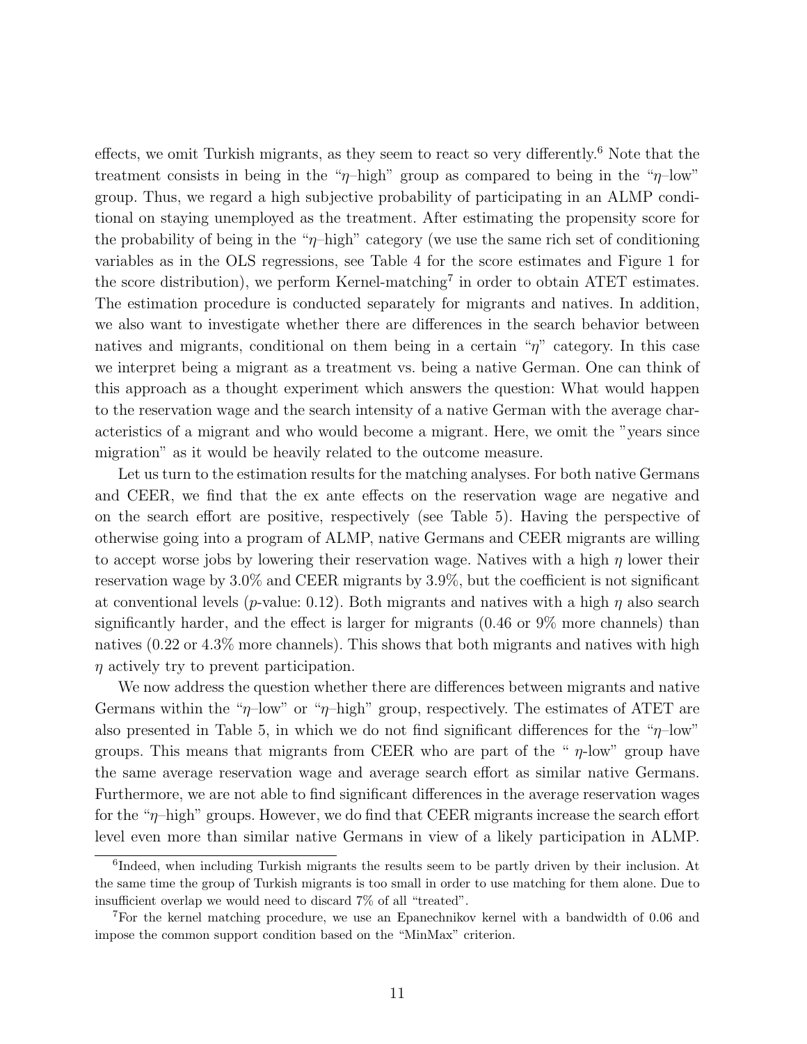effects, we omit Turkish migrants, as they seem to react so very differently.[6] Note that the treatment consists in being in the "$\eta$–high" group as compared to being in the "$\eta$–low" group. Thus, we regard a high subjective probability of participating in an ALMP conditional on staying unemployed as the treatment. After estimating the propensity score for the probability of being in the "$\eta$–high" category (we use the same rich set of conditioning variables as in the OLS regressions, see Table 4 for the score estimates and Figure 1 for the score distribution), we perform Kernel-matching[7] in order to obtain ATET estimates. The estimation procedure is conducted separately for migrants and natives. In addition, we also want to investigate whether there are differences in the search behavior between natives and migrants, conditional on them being in a certain "$\eta$" category. In this case we interpret being a migrant as a treatment vs. being a native German. One can think of this approach as a thought experiment which answers the question: What would happen to the reservation wage and the search intensity of a native German with the average characteristics of a migrant and who would become a migrant. Here, we omit the "years since migration" as it would be heavily related to the outcome measure.

Let us turn to the estimation results for the matching analyses. For both native Germans and CEER, we find that the ex ante effects on the reservation wage are negative and on the search effort are positive, respectively (see Table 5). Having the perspective of otherwise going into a program of ALMP, native Germans and CEER migrants are willing to accept worse jobs by lowering their reservation wage. Natives with a high $\eta$ lower their reservation wage by 3.0% and CEER migrants by 3.9%, but the coefficient is not significant at conventional levels ($p$-value: 0.12). Both migrants and natives with a high $\eta$ also search significantly harder, and the effect is larger for migrants (0.46 or 9% more channels) than natives (0.22 or 4.3% more channels). This shows that both migrants and natives with high $\eta$ actively try to prevent participation.

We now address the question whether there are differences between migrants and native Germans within the "$\eta$–low" or "$\eta$–high" group, respectively. The estimates of ATET are also presented in Table 5, in which we do not find significant differences for the "$\eta$–low" groups. This means that migrants from CEER who are part of the " $\eta$-low" group have the same average reservation wage and average search effort as similar native Germans. Furthermore, we are not able to find significant differences in the average reservation wages for the "$\eta$–high" groups. However, we do find that CEER migrants increase the search effort level even more than similar native Germans in view of a likely participation in ALMP.

[6] Indeed, when including Turkish migrants the results seem to be partly driven by their inclusion. At the same time the group of Turkish migrants is too small in order to use matching for them alone. Due to insufficient overlap we would need to discard 7% of all "treated".

[7] For the kernel matching procedure, we use an Epanechnikov kernel with a bandwidth of 0.06 and impose the common support condition based on the "MinMax" criterion.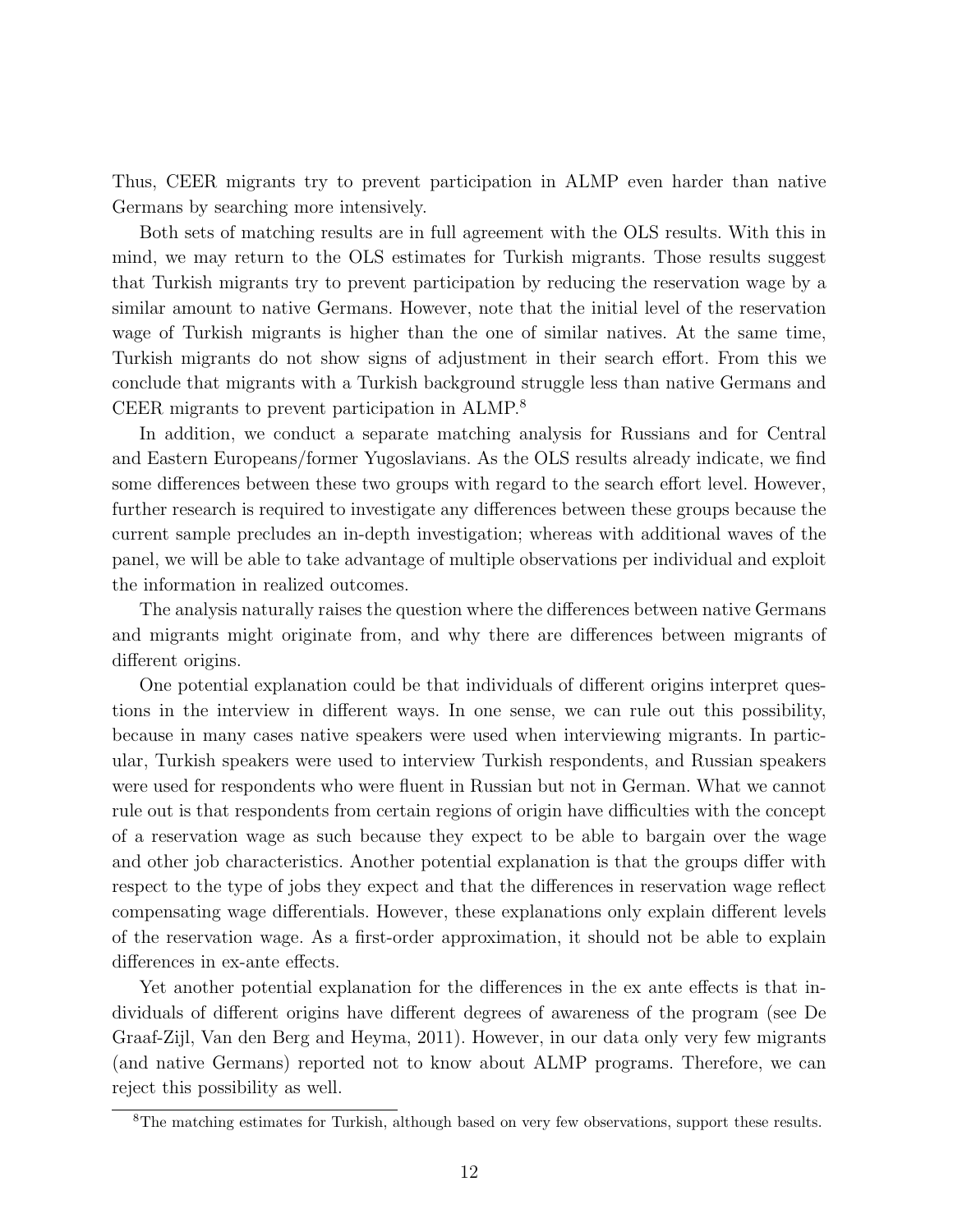Thus, CEER migrants try to prevent participation in ALMP even harder than native Germans by searching more intensively.

Both sets of matching results are in full agreement with the OLS results. With this in mind, we may return to the OLS estimates for Turkish migrants. Those results suggest that Turkish migrants try to prevent participation by reducing the reservation wage by a similar amount to native Germans. However, note that the initial level of the reservation wage of Turkish migrants is higher than the one of similar natives. At the same time, Turkish migrants do not show signs of adjustment in their search effort. From this we conclude that migrants with a Turkish background struggle less than native Germans and CEER migrants to prevent participation in ALMP.[8]

In addition, we conduct a separate matching analysis for Russians and for Central and Eastern Europeans/former Yugoslavians. As the OLS results already indicate, we find some differences between these two groups with regard to the search effort level. However, further research is required to investigate any differences between these groups because the current sample precludes an in-depth investigation; whereas with additional waves of the panel, we will be able to take advantage of multiple observations per individual and exploit the information in realized outcomes.

The analysis naturally raises the question where the differences between native Germans and migrants might originate from, and why there are differences between migrants of different origins.

One potential explanation could be that individuals of different origins interpret questions in the interview in different ways. In one sense, we can rule out this possibility, because in many cases native speakers were used when interviewing migrants. In particular, Turkish speakers were used to interview Turkish respondents, and Russian speakers were used for respondents who were fluent in Russian but not in German. What we cannot rule out is that respondents from certain regions of origin have difficulties with the concept of a reservation wage as such because they expect to be able to bargain over the wage and other job characteristics. Another potential explanation is that the groups differ with respect to the type of jobs they expect and that the differences in reservation wage reflect compensating wage differentials. However, these explanations only explain different levels of the reservation wage. As a first-order approximation, it should not be able to explain differences in ex-ante effects.

Yet another potential explanation for the differences in the ex ante effects is that individuals of different origins have different degrees of awareness of the program (see De Graaf-Zijl, Van den Berg and Heyma, 2011). However, in our data only very few migrants (and native Germans) reported not to know about ALMP programs. Therefore, we can reject this possibility as well.

[8] The matching estimates for Turkish, although based on very few observations, support these results.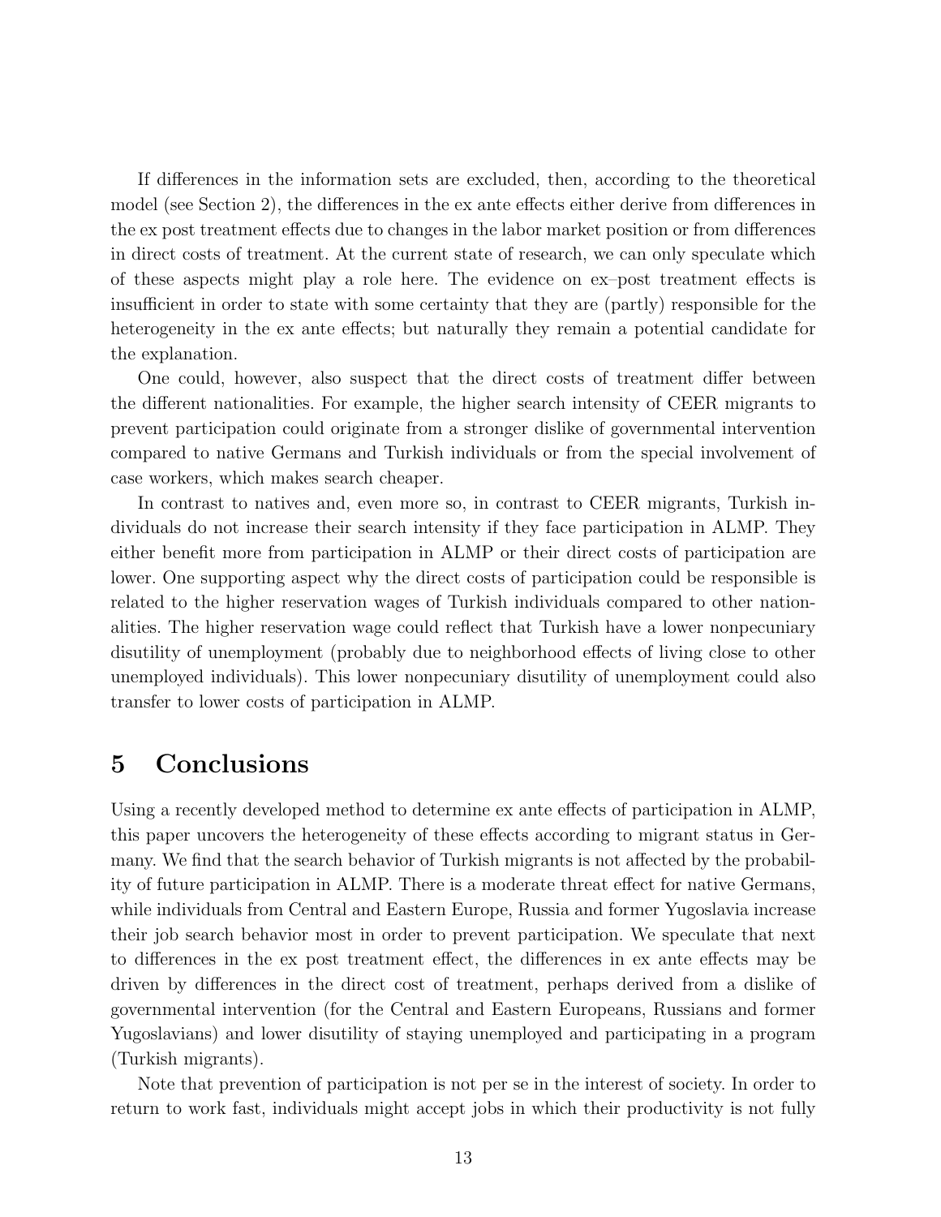If differences in the information sets are excluded, then, according to the theoretical model (see Section 2), the differences in the ex ante effects either derive from differences in the ex post treatment effects due to changes in the labor market position or from differences in direct costs of treatment. At the current state of research, we can only speculate which of these aspects might play a role here. The evidence on ex–post treatment effects is insufficient in order to state with some certainty that they are (partly) responsible for the heterogeneity in the ex ante effects; but naturally they remain a potential candidate for the explanation.

One could, however, also suspect that the direct costs of treatment differ between the different nationalities. For example, the higher search intensity of CEER migrants to prevent participation could originate from a stronger dislike of governmental intervention compared to native Germans and Turkish individuals or from the special involvement of case workers, which makes search cheaper.

In contrast to natives and, even more so, in contrast to CEER migrants, Turkish individuals do not increase their search intensity if they face participation in ALMP. They either benefit more from participation in ALMP or their direct costs of participation are lower. One supporting aspect why the direct costs of participation could be responsible is related to the higher reservation wages of Turkish individuals compared to other nationalities. The higher reservation wage could reflect that Turkish have a lower nonpecuniary disutility of unemployment (probably due to neighborhood effects of living close to other unemployed individuals). This lower nonpecuniary disutility of unemployment could also transfer to lower costs of participation in ALMP.

# 5 Conclusions

Using a recently developed method to determine ex ante effects of participation in ALMP, this paper uncovers the heterogeneity of these effects according to migrant status in Germany. We find that the search behavior of Turkish migrants is not affected by the probability of future participation in ALMP. There is a moderate threat effect for native Germans, while individuals from Central and Eastern Europe, Russia and former Yugoslavia increase their job search behavior most in order to prevent participation. We speculate that next to differences in the ex post treatment effect, the differences in ex ante effects may be driven by differences in the direct cost of treatment, perhaps derived from a dislike of governmental intervention (for the Central and Eastern Europeans, Russians and former Yugoslavians) and lower disutility of staying unemployed and participating in a program (Turkish migrants).

Note that prevention of participation is not per se in the interest of society. In order to return to work fast, individuals might accept jobs in which their productivity is not fully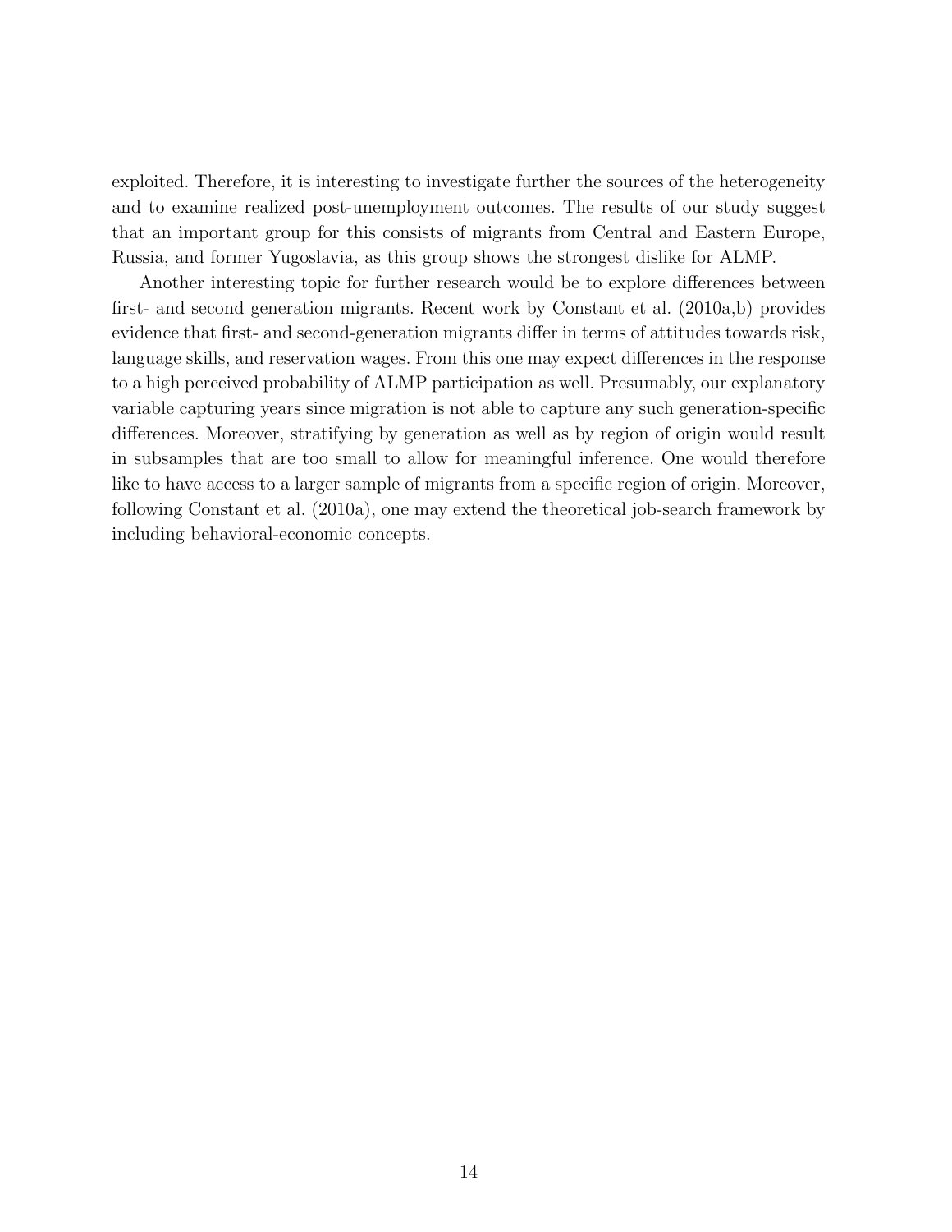exploited. Therefore, it is interesting to investigate further the sources of the heterogeneity and to examine realized post-unemployment outcomes. The results of our study suggest that an important group for this consists of migrants from Central and Eastern Europe, Russia, and former Yugoslavia, as this group shows the strongest dislike for ALMP.

Another interesting topic for further research would be to explore differences between first- and second generation migrants. Recent work by Constant et al. (2010a,b) provides evidence that first- and second-generation migrants differ in terms of attitudes towards risk, language skills, and reservation wages. From this one may expect differences in the response to a high perceived probability of ALMP participation as well. Presumably, our explanatory variable capturing years since migration is not able to capture any such generation-specific differences. Moreover, stratifying by generation as well as by region of origin would result in subsamples that are too small to allow for meaningful inference. One would therefore like to have access to a larger sample of migrants from a specific region of origin. Moreover, following Constant et al. (2010a), one may extend the theoretical job-search framework by including behavioral-economic concepts.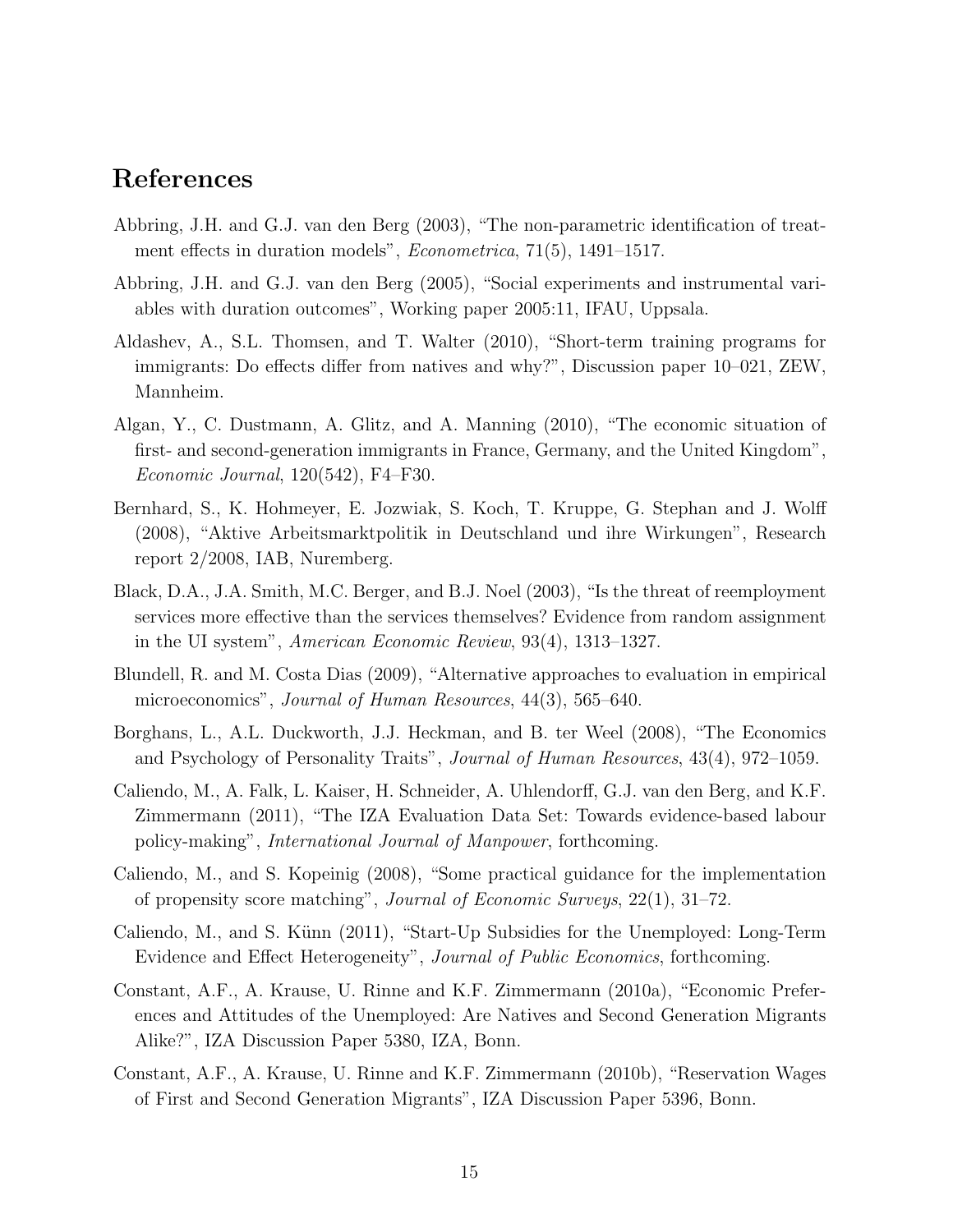# References

Abbring, J.H. and G.J. van den Berg (2003), "The non-parametric identification of treatment effects in duration models", *Econometrica*, 71(5), 1491–1517.

Abbring, J.H. and G.J. van den Berg (2005), "Social experiments and instrumental variables with duration outcomes", Working paper 2005:11, IFAU, Uppsala.

Aldashev, A., S.L. Thomsen, and T. Walter (2010), "Short-term training programs for immigrants: Do effects differ from natives and why?", Discussion paper 10–021, ZEW, Mannheim.

Algan, Y., C. Dustmann, A. Glitz, and A. Manning (2010), "The economic situation of first- and second-generation immigrants in France, Germany, and the United Kingdom", *Economic Journal*, 120(542), F4–F30.

Bernhard, S., K. Hohmeyer, E. Jozwiak, S. Koch, T. Kruppe, G. Stephan and J. Wolff (2008), "Aktive Arbeitsmarktpolitik in Deutschland und ihre Wirkungen", Research report 2/2008, IAB, Nuremberg.

Black, D.A., J.A. Smith, M.C. Berger, and B.J. Noel (2003), "Is the threat of reemployment services more effective than the services themselves? Evidence from random assignment in the UI system", *American Economic Review*, 93(4), 1313–1327.

Blundell, R. and M. Costa Dias (2009), "Alternative approaches to evaluation in empirical microeconomics", *Journal of Human Resources*, 44(3), 565–640.

Borghans, L., A.L. Duckworth, J.J. Heckman, and B. ter Weel (2008), "The Economics and Psychology of Personality Traits", *Journal of Human Resources*, 43(4), 972–1059.

Caliendo, M., A. Falk, L. Kaiser, H. Schneider, A. Uhlendorff, G.J. van den Berg, and K.F. Zimmermann (2011), "The IZA Evaluation Data Set: Towards evidence-based labour policy-making", *International Journal of Manpower*, forthcoming.

Caliendo, M., and S. Kopeinig (2008), "Some practical guidance for the implementation of propensity score matching", *Journal of Economic Surveys*, 22(1), 31–72.

Caliendo, M., and S. Künn (2011), "Start-Up Subsidies for the Unemployed: Long-Term Evidence and Effect Heterogeneity", *Journal of Public Economics*, forthcoming.

Constant, A.F., A. Krause, U. Rinne and K.F. Zimmermann (2010a), "Economic Preferences and Attitudes of the Unemployed: Are Natives and Second Generation Migrants Alike?", IZA Discussion Paper 5380, IZA, Bonn.

Constant, A.F., A. Krause, U. Rinne and K.F. Zimmermann (2010b), "Reservation Wages of First and Second Generation Migrants", IZA Discussion Paper 5396, Bonn.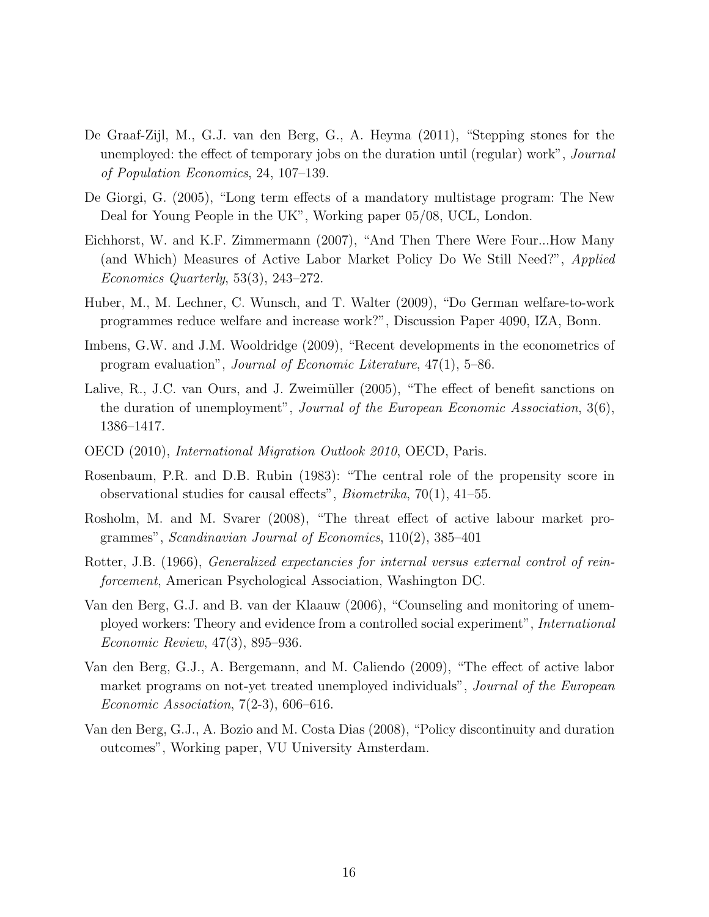De Graaf-Zijl, M., G.J. van den Berg, G., A. Heyma (2011), "Stepping stones for the unemployed: the effect of temporary jobs on the duration until (regular) work", *Journal of Population Economics*, 24, 107–139.

De Giorgi, G. (2005), "Long term effects of a mandatory multistage program: The New Deal for Young People in the UK", Working paper 05/08, UCL, London.

Eichhorst, W. and K.F. Zimmermann (2007), "And Then There Were Four...How Many (and Which) Measures of Active Labor Market Policy Do We Still Need?", *Applied Economics Quarterly*, 53(3), 243–272.

Huber, M., M. Lechner, C. Wunsch, and T. Walter (2009), "Do German welfare-to-work programmes reduce welfare and increase work?", Discussion Paper 4090, IZA, Bonn.

Imbens, G.W. and J.M. Wooldridge (2009), "Recent developments in the econometrics of program evaluation", *Journal of Economic Literature*, 47(1), 5–86.

Lalive, R., J.C. van Ours, and J. Zweimüller (2005), "The effect of benefit sanctions on the duration of unemployment", *Journal of the European Economic Association*, 3(6), 1386–1417.

OECD (2010), *International Migration Outlook 2010*, OECD, Paris.

Rosenbaum, P.R. and D.B. Rubin (1983): "The central role of the propensity score in observational studies for causal effects", *Biometrika*, 70(1), 41–55.

Rosholm, M. and M. Svarer (2008), "The threat effect of active labour market programmes", *Scandinavian Journal of Economics*, 110(2), 385–401

Rotter, J.B. (1966), *Generalized expectancies for internal versus external control of reinforcement*, American Psychological Association, Washington DC.

Van den Berg, G.J. and B. van der Klaauw (2006), "Counseling and monitoring of unemployed workers: Theory and evidence from a controlled social experiment", *International Economic Review*, 47(3), 895–936.

Van den Berg, G.J., A. Bergemann, and M. Caliendo (2009), "The effect of active labor market programs on not-yet treated unemployed individuals", *Journal of the European Economic Association*, 7(2-3), 606–616.

Van den Berg, G.J., A. Bozio and M. Costa Dias (2008), "Policy discontinuity and duration outcomes", Working paper, VU University Amsterdam.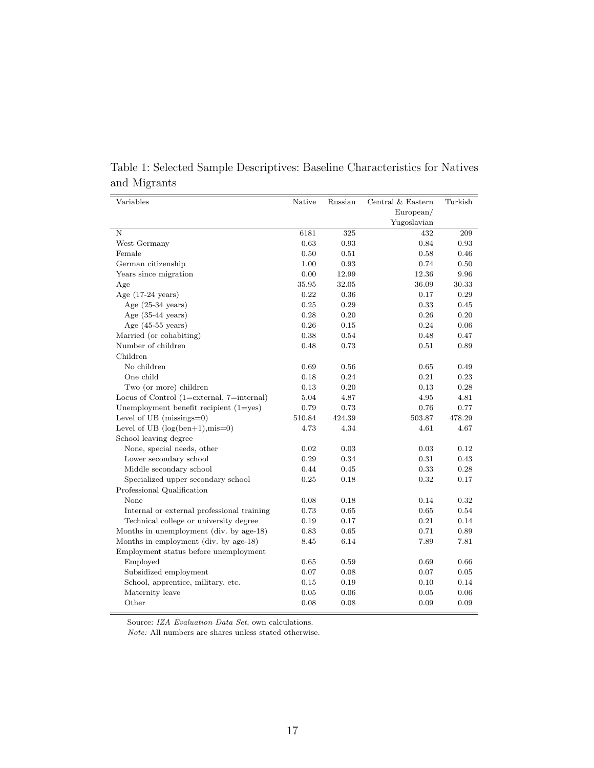Table 1: Selected Sample Descriptives: Baseline Characteristics for Natives and Migrants

| Variables | Native | Russian | Central & Eastern European/ Yugoslavian | Turkish |
|---|---|---|---|---|
| N | 6181 | 325 | 432 | 209 |
| West Germany | 0.63 | 0.93 | 0.84 | 0.93 |
| Female | 0.50 | 0.51 | 0.58 | 0.46 |
| German citizenship | 1.00 | 0.93 | 0.74 | 0.50 |
| Years since migration | 0.00 | 12.99 | 12.36 | 9.96 |
| Age | 35.95 | 32.05 | 36.09 | 30.33 |
| Age (17-24 years) | 0.22 | 0.36 | 0.17 | 0.29 |
| Age (25-34 years) | 0.25 | 0.29 | 0.33 | 0.45 |
| Age (35-44 years) | 0.28 | 0.20 | 0.26 | 0.20 |
| Age (45-55 years) | 0.26 | 0.15 | 0.24 | 0.06 |
| Married (or cohabiting) | 0.38 | 0.54 | 0.48 | 0.47 |
| Number of children | 0.48 | 0.73 | 0.51 | 0.89 |
| Children | | | | |
| No children | 0.69 | 0.56 | 0.65 | 0.49 |
| One child | 0.18 | 0.24 | 0.21 | 0.23 |
| Two (or more) children | 0.13 | 0.20 | 0.13 | 0.28 |
| Locus of Control (1=external, 7=internal) | 5.04 | 4.87 | 4.95 | 4.81 |
| Unemployment benefit recipient (1=yes) | 0.79 | 0.73 | 0.76 | 0.77 |
| Level of UB (missings=0) | 510.84 | 424.39 | 503.87 | 478.29 |
| Level of UB (log(ben+1),mis=0) | 4.73 | 4.34 | 4.61 | 4.67 |
| School leaving degree | | | | |
| None, special needs, other | 0.02 | 0.03 | 0.03 | 0.12 |
| Lower secondary school | 0.29 | 0.34 | 0.31 | 0.43 |
| Middle secondary school | 0.44 | 0.45 | 0.33 | 0.28 |
| Specialized upper secondary school | 0.25 | 0.18 | 0.32 | 0.17 |
| Professional Qualification | | | | |
| None | 0.08 | 0.18 | 0.14 | 0.32 |
| Internal or external professional training | 0.73 | 0.65 | 0.65 | 0.54 |
| Technical college or university degree | 0.19 | 0.17 | 0.21 | 0.14 |
| Months in unemployment (div. by age-18) | 0.83 | 0.65 | 0.71 | 0.89 |
| Months in employment (div. by age-18) | 8.45 | 6.14 | 7.89 | 7.81 |
| Employment status before unemployment | | | | |
| Employed | 0.65 | 0.59 | 0.69 | 0.66 |
| Subsidized employment | 0.07 | 0.08 | 0.07 | 0.05 |
| School, apprentice, military, etc. | 0.15 | 0.19 | 0.10 | 0.14 |
| Maternity leave | 0.05 | 0.06 | 0.05 | 0.06 |
| Other | 0.08 | 0.08 | 0.09 | 0.09 |

Source: *IZA Evaluation Data Set*, own calculations.
*Note:* All numbers are shares unless stated otherwise.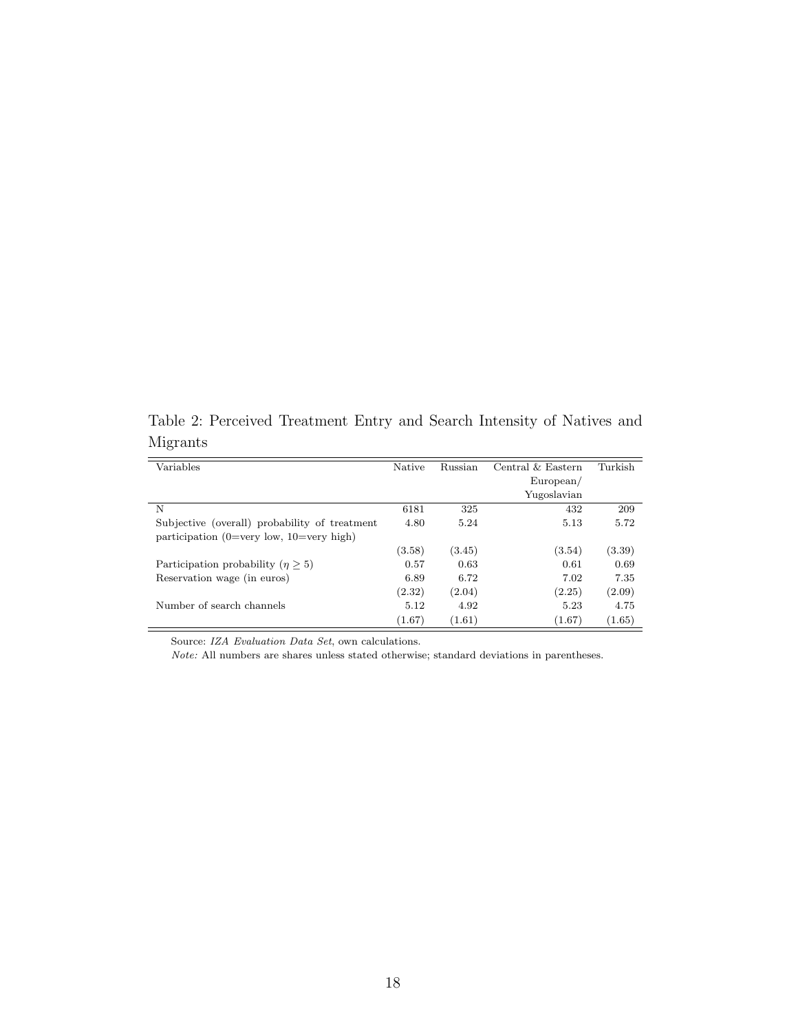Table 2: Perceived Treatment Entry and Search Intensity of Natives and Migrants

| Variables | Native | Russian | Central & Eastern European/ Yugoslavian | Turkish |
|---|---|---|---|---|
| N | 6181 | 325 | 432 | 209 |
| Subjective (overall) probability of treatment participation (0=very low, 10=very high) | 4.80 | 5.24 | 5.13 | 5.72 |
| | (3.58) | (3.45) | (3.54) | (3.39) |
| Participation probability ($\eta \geq 5$) | 0.57 | 0.63 | 0.61 | 0.69 |
| Reservation wage (in euros) | 6.89 | 6.72 | 7.02 | 7.35 |
| | (2.32) | (2.04) | (2.25) | (2.09) |
| Number of search channels | 5.12 | 4.92 | 5.23 | 4.75 |
| | (1.67) | (1.61) | (1.67) | (1.65) |

Source: *IZA Evaluation Data Set*, own calculations.

*Note:* All numbers are shares unless stated otherwise; standard deviations in parentheses.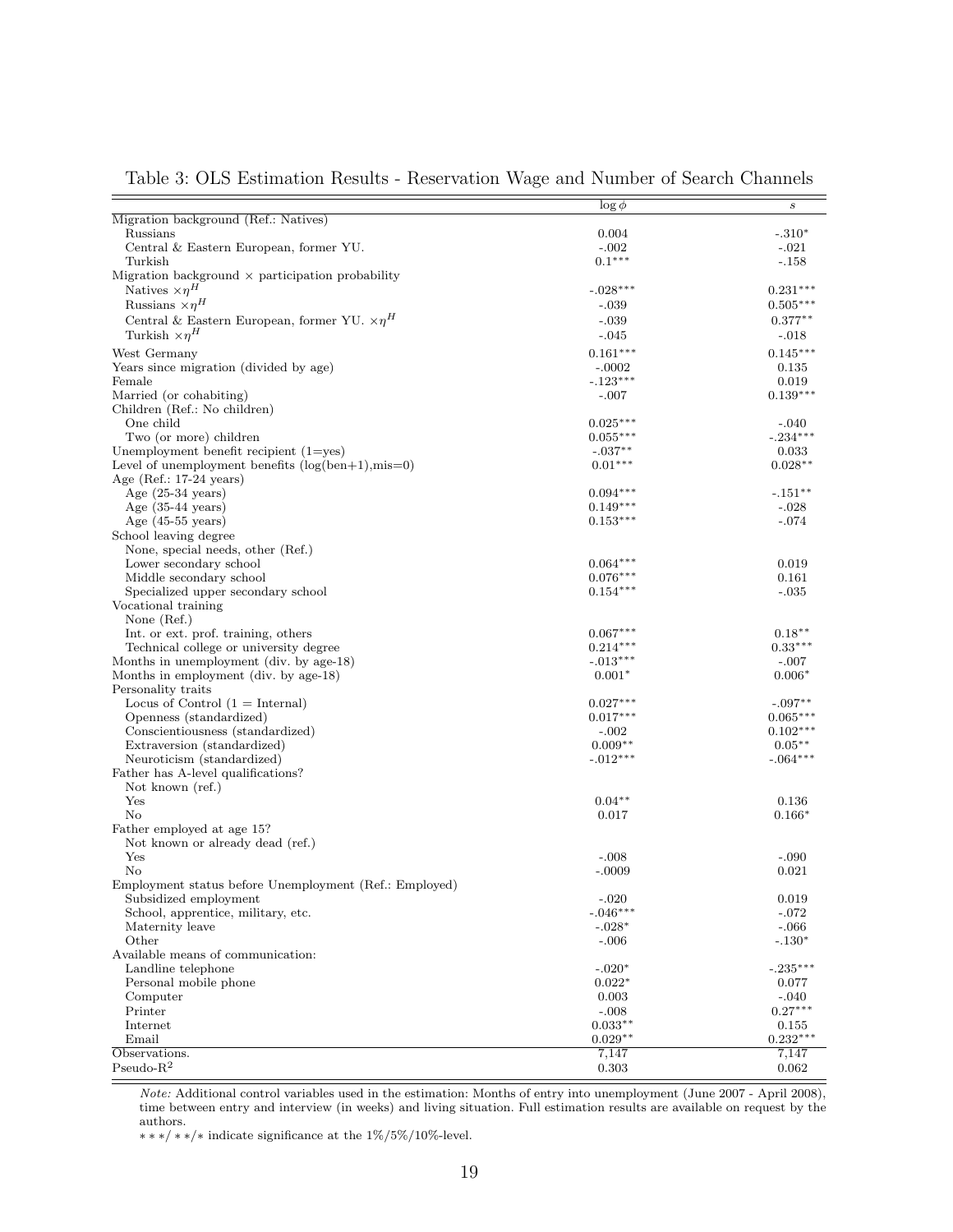Table 3: OLS Estimation Results - Reservation Wage and Number of Search Channels

| | $\log \phi$ | $s$ |
|---|---|---|
| Migration background (Ref.: Natives) | | |
| Russians | 0.004 | -.310* |
| Central & Eastern European, former YU. | -.002 | -.021 |
| Turkish | 0.1*** | -.158 |
| Migration background × participation probability | | |
| Natives $\times \eta^H$ | -.028*** | 0.231*** |
| Russians $\times \eta^H$ | -.039 | 0.505*** |
| Central & Eastern European, former YU. $\times \eta^H$ | -.039 | 0.377** |
| Turkish $\times \eta^H$ | -.045 | -.018 |
| West Germany | 0.161*** | 0.145*** |
| Years since migration (divided by age) | -.0002 | 0.135 |
| Female | -.123*** | 0.019 |
| Married (or cohabiting) | -.007 | 0.139*** |
| Children (Ref.: No children) | | |
| One child | 0.025*** | -.040 |
| Two (or more) children | 0.055*** | -.234*** |
| Unemployment benefit recipient (1=yes) | -.037** | 0.033 |
| Level of unemployment benefits (log(ben+1),mis=0) | 0.01*** | 0.028** |
| Age (Ref.: 17-24 years) | | |
| Age (25-34 years) | 0.094*** | -.151** |
| Age (35-44 years) | 0.149*** | -.028 |
| Age (45-55 years) | 0.153*** | -.074 |
| School leaving degree | | |
| None, special needs, other (Ref.) | | |
| Lower secondary school | 0.064*** | 0.019 |
| Middle secondary school | 0.076*** | 0.161 |
| Specialized upper secondary school | 0.154*** | -.035 |
| Vocational training | | |
| None (Ref.) | | |
| Int. or ext. prof. training, others | 0.067*** | 0.18** |
| Technical college or university degree | 0.214*** | 0.33*** |
| Months in unemployment (div. by age-18) | -.013*** | -.007 |
| Months in employment (div. by age-18) | 0.001* | 0.006* |
| Personality traits | | |
| Locus of Control (1 = Internal) | 0.027*** | -.097** |
| Openness (standardized) | 0.017*** | 0.065*** |
| Conscientiousness (standardized) | -.002 | 0.102*** |
| Extraversion (standardized) | 0.009** | 0.05** |
| Neuroticism (standardized) | -.012*** | -.064*** |
| Father has A-level qualifications? | | |
| Not known (ref.) | | |
| Yes | 0.04** | 0.136 |
| No | 0.017 | 0.166* |
| Father employed at age 15? | | |
| Not known or already dead (ref.) | | |
| Yes | -.008 | -.090 |
| No | -.0009 | 0.021 |
| Employment status before Unemployment (Ref.: Employed) | | |
| Subsidized employment | -.020 | 0.019 |
| School, apprentice, military, etc. | -.046*** | -.072 |
| Maternity leave | -.028* | -.066 |
| Other | -.006 | -.130* |
| Available means of communication: | | |
| Landline telephone | -.020* | -.235*** |
| Personal mobile phone | 0.022* | 0.077 |
| Computer | 0.003 | -.040 |
| Printer | -.008 | 0.27*** |
| Internet | 0.033** | 0.155 |
| Email | 0.029** | 0.232*** |
| Observations. | 7,147 | 7,147 |
| Pseudo-$R^2$ | 0.303 | 0.062 |

*Note:* Additional control variables used in the estimation: Months of entry into unemployment (June 2007 - April 2008), time between entry and interview (in weeks) and living situation. Full estimation results are available on request by the authors.

\*\*\*/\*\*/\* indicate significance at the 1%/5%/10%-level.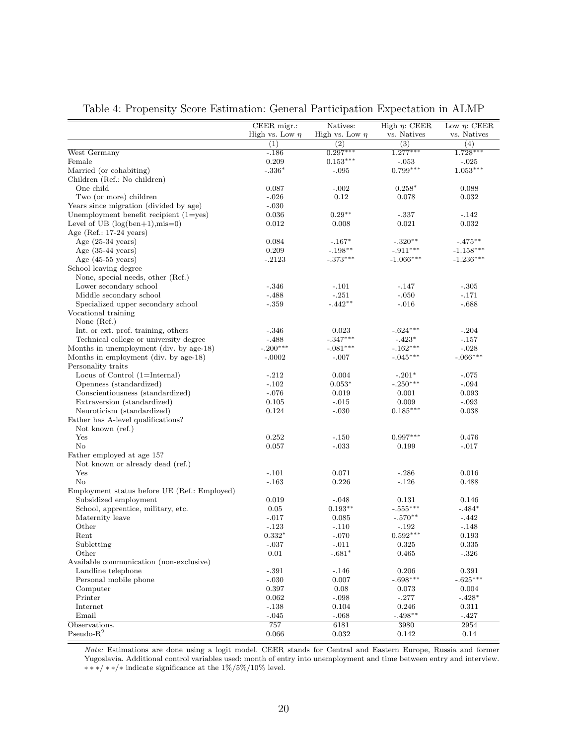Table 4: Propensity Score Estimation: General Participation Expectation in ALMP

| | CEER migr.: High vs. Low $\eta$ | Natives: High vs. Low $\eta$ | High $\eta$: CEER vs. Natives | Low $\eta$: CEER vs. Natives |
|---|---|---|---|---|
| | (1) | (2) | (3) | (4) |
| West Germany | -.186 | 0.297*** | 1.277*** | 1.728*** |
| Female | 0.209 | 0.153*** | -.053 | -.025 |
| Married (or cohabiting) | -.336* | -.095 | 0.799*** | 1.053*** |
| Children (Ref.: No children) | | | | |
| One child | 0.087 | -.002 | 0.258* | 0.088 |
| Two (or more) children | -.026 | 0.12 | 0.078 | 0.032 |
| Years since migration (divided by age) | -.030 | | | |
| Unemployment benefit recipient (1=yes) | 0.036 | 0.29** | -.337 | -.142 |
| Level of UB (log(ben+1),mis=0) | 0.012 | 0.008 | 0.021 | 0.032 |
| Age (Ref.: 17-24 years) | | | | |
| Age (25-34 years) | 0.084 | -.167* | -.320** | -.475** |
| Age (35-44 years) | 0.209 | -.198** | -.911*** | -1.158*** |
| Age (45-55 years) | -.2123 | -.373*** | -1.066*** | -1.236*** |
| School leaving degree | | | | |
| None, special needs, other (Ref.) | | | | |
| Lower secondary school | -.346 | -.101 | -.147 | -.305 |
| Middle secondary school | -.488 | -.251 | -.050 | -.171 |
| Specialized upper secondary school | -.359 | -.442** | -.016 | -.688 |
| Vocational training | | | | |
| None (Ref.) | | | | |
| Int. or ext. prof. training, others | -.346 | 0.023 | -.624*** | -.204 |
| Technical college or university degree | -.488 | -.347*** | -.423* | -.157 |
| Months in unemployment (div. by age-18) | -.200*** | -.081*** | -.162*** | -.028 |
| Months in employment (div. by age-18) | -.0002 | -.007 | -.045*** | -.066*** |
| Personality traits | | | | |
| Locus of Control (1=Internal) | -.212 | 0.004 | -.201* | -.075 |
| Openness (standardized) | -.102 | 0.053* | -.250*** | -.094 |
| Conscientiousness (standardized) | -.076 | 0.019 | 0.001 | 0.093 |
| Extraversion (standardized) | 0.105 | -.015 | 0.009 | -.093 |
| Neuroticism (standardized) | 0.124 | -.030 | 0.185*** | 0.038 |
| Father has A-level qualifications? | | | | |
| Not known (ref.) | | | | |
| Yes | 0.252 | -.150 | 0.997*** | 0.476 |
| No | 0.057 | -.033 | 0.199 | -.017 |
| Father employed at age 15? | | | | |
| Not known or already dead (ref.) | | | | |
| Yes | -.101 | 0.071 | -.286 | 0.016 |
| No | -.163 | 0.226 | -.126 | 0.488 |
| Employment status before UE (Ref.: Employed) | | | | |
| Subsidized employment | 0.019 | -.048 | 0.131 | 0.146 |
| School, apprentice, military, etc. | 0.05 | 0.193** | -.555*** | -.484* |
| Maternity leave | -.017 | 0.085 | -.570** | -.442 |
| Other | -.123 | -.110 | -.192 | -.148 |
| Rent | 0.332* | -.070 | 0.592*** | 0.193 |
| Subletting | -.037 | -.011 | 0.325 | 0.335 |
| Other | 0.01 | -.681* | 0.465 | -.326 |
| Available communication (non-exclusive) | | | | |
| Landline telephone | -.391 | -.146 | 0.206 | 0.391 |
| Personal mobile phone | -.030 | 0.007 | -.698*** | -.625*** |
| Computer | 0.397 | 0.08 | 0.073 | 0.004 |
| Printer | 0.062 | -.098 | -.277 | -.428* |
| Internet | -.138 | 0.104 | 0.246 | 0.311 |
| Email | -.045 | -.068 | -.498** | -.427 |
| Observations. | 757 | 6181 | 3980 | 2954 |
| Pseudo-$R^2$ | 0.066 | 0.032 | 0.142 | 0.14 |

*Note:* Estimations are done using a logit model. CEER stands for Central and Eastern Europe, Russia and former Yugoslavia. Additional control variables used: month of entry into unemployment and time between entry and interview. ∗∗∗/∗∗/∗ indicate significance at the 1%/5%/10% level.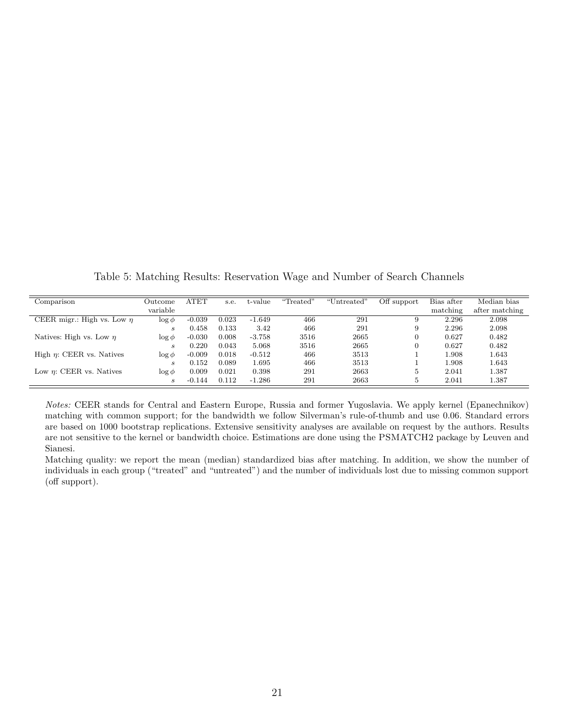Table 5: Matching Results: Reservation Wage and Number of Search Channels

| Comparison | Outcome variable | ATET | s.e. | t-value | "Treated" | "Untreated" | Off support | Bias after matching | Median bias after matching |
|---|---|---|---|---|---|---|---|---|---|
| CEER migr.: High vs. Low $\eta$ | $\log \phi$ | -0.039 | 0.023 | -1.649 | 466 | 291 | 9 | 2.296 | 2.098 |
| | $s$ | 0.458 | 0.133 | 3.42 | 466 | 291 | 9 | 2.296 | 2.098 |
| Natives: High vs. Low $\eta$ | $\log \phi$ | -0.030 | 0.008 | -3.758 | 3516 | 2665 | 0 | 0.627 | 0.482 |
| | $s$ | 0.220 | 0.043 | 5.068 | 3516 | 2665 | 0 | 0.627 | 0.482 |
| High $\eta$: CEER vs. Natives | $\log \phi$ | -0.009 | 0.018 | -0.512 | 466 | 3513 | 1 | 1.908 | 1.643 |
| | $s$ | 0.152 | 0.089 | 1.695 | 466 | 3513 | 1 | 1.908 | 1.643 |
| Low $\eta$: CEER vs. Natives | $\log \phi$ | 0.009 | 0.021 | 0.398 | 291 | 2663 | 5 | 2.041 | 1.387 |
| | $s$ | -0.144 | 0.112 | -1.286 | 291 | 2663 | 5 | 2.041 | 1.387 |

*Notes:* CEER stands for Central and Eastern Europe, Russia and former Yugoslavia. We apply kernel (Epanechnikov) matching with common support; for the bandwidth we follow Silverman's rule-of-thumb and use 0.06. Standard errors are based on 1000 bootstrap replications. Extensive sensitivity analyses are available on request by the authors. Results are not sensitive to the kernel or bandwidth choice. Estimations are done using the PSMATCH2 package by Leuven and Sianesi.

Matching quality: we report the mean (median) standardized bias after matching. In addition, we show the number of individuals in each group ("treated" and "untreated") and the number of individuals lost due to missing common support (off support).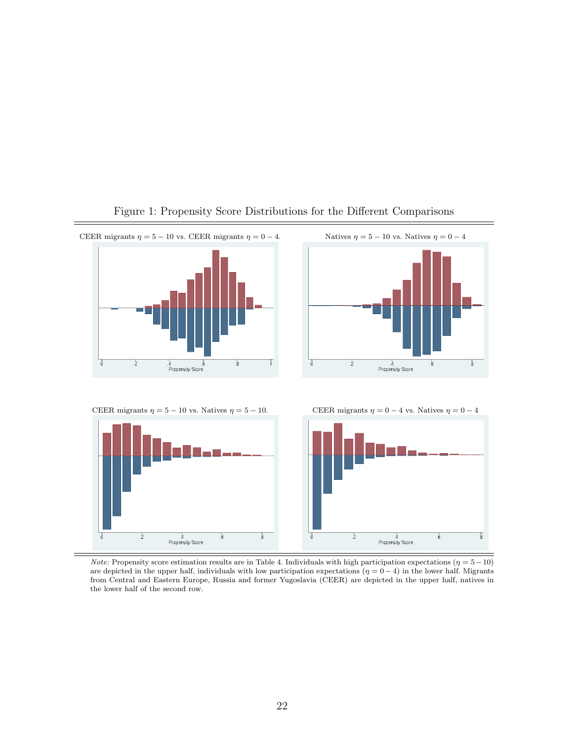Figure 1: Propensity Score Distributions for the Different Comparisons

CEER migrants $\eta = 5-10$ vs. CEER migrants $\eta = 0-4$.

0 .2 .4 .6 .8 1
Propensity Score

Natives $\eta = 5-10$ vs. Natives $\eta = 0-4$

0 .2 .4 .6 .8
Propensity Score

CEER migrants $\eta = 5-10$ vs. Natives $\eta = 5-10$.

0 .2 .4 .6 .8
Propensity Score

CEER migrants $\eta = 0-4$ vs. Natives $\eta = 0-4$

0 .2 .4 .6 .8
Propensity Score

*Note:* Propensity score estimation results are in Table 4. Individuals with high participation expectations ($\eta = 5-10$) are depicted in the upper half, individuals with low participation expectations ($\eta = 0-4$) in the lower half. Migrants from Central and Eastern Europe, Russia and former Yugoslavia (CEER) are depicted in the upper half, natives in the lower half of the second row.